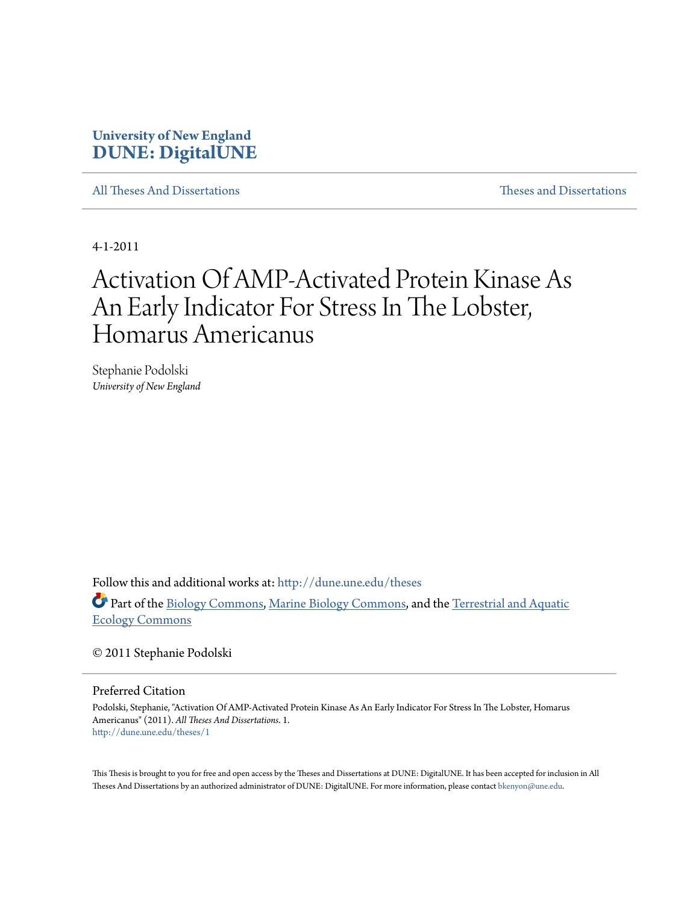**University of New England**
**DUNE: DigitalUNE**

All Theses And Dissertations | Theses and Dissertations

4-1-2011

# Activation Of AMP-Activated Protein Kinase As An Early Indicator For Stress In The Lobster, Homarus Americanus

Stephanie Podolski
*University of New England*

Follow this and additional works at: http://dune.une.edu/theses

Part of the Biology Commons, Marine Biology Commons, and the Terrestrial and Aquatic Ecology Commons

© 2011 Stephanie Podolski

## Preferred Citation

Podolski, Stephanie, "Activation Of AMP-Activated Protein Kinase As An Early Indicator For Stress In The Lobster, Homarus Americanus" (2011). *All Theses And Dissertations*. 1.
http://dune.une.edu/theses/1

This Thesis is brought to you for free and open access by the Theses and Dissertations at DUNE: DigitalUNE. It has been accepted for inclusion in All Theses And Dissertations by an authorized administrator of DUNE: DigitalUNE. For more information, please contact bkenyon@une.edu.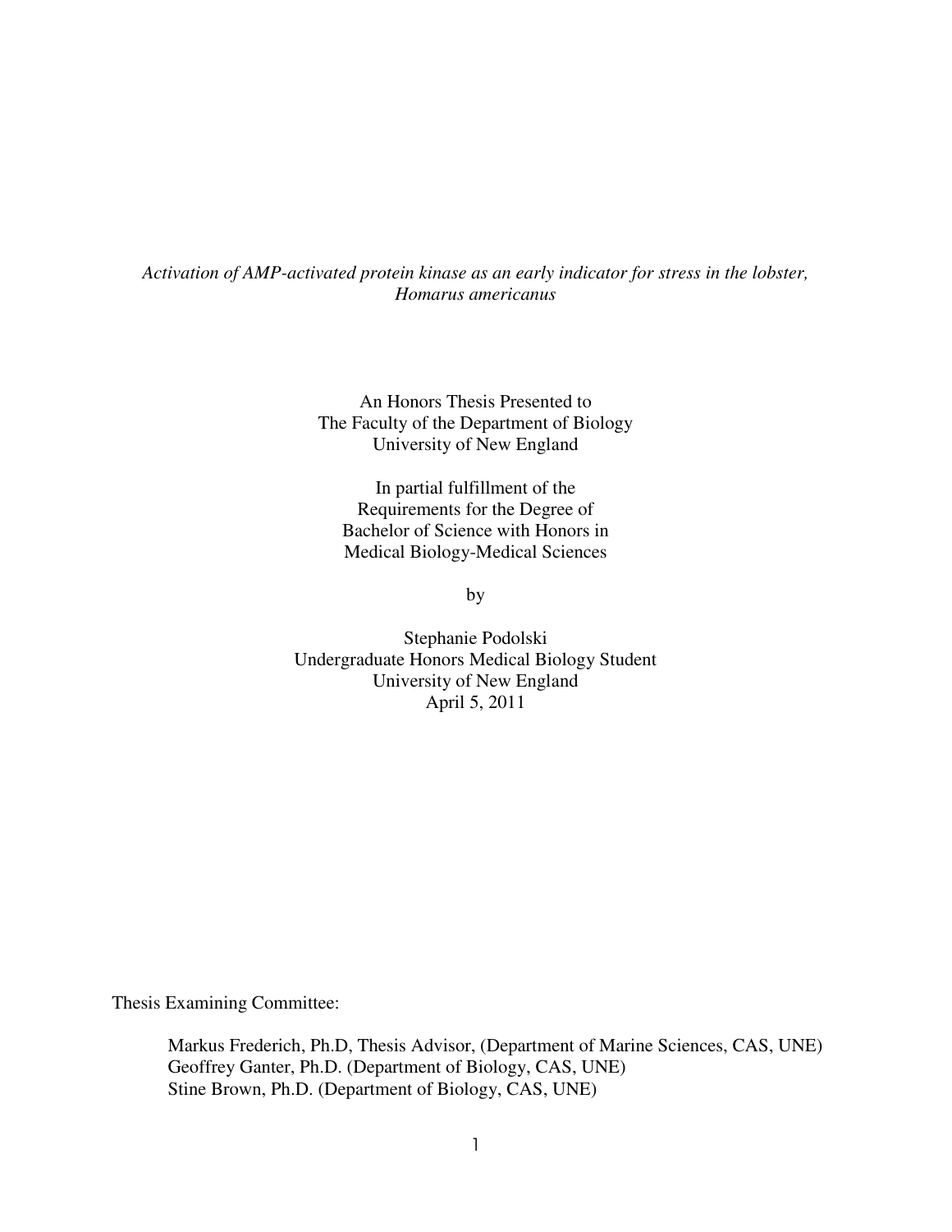*Activation of AMP-activated protein kinase as an early indicator for stress in the lobster, Homarus americanus*

An Honors Thesis Presented to
The Faculty of the Department of Biology
University of New England

In partial fulfillment of the
Requirements for the Degree of
Bachelor of Science with Honors in
Medical Biology-Medical Sciences

by

Stephanie Podolski
Undergraduate Honors Medical Biology Student
University of New England
April 5, 2011

Thesis Examining Committee:

Markus Frederich, Ph.D, Thesis Advisor, (Department of Marine Sciences, CAS, UNE)
Geoffrey Ganter, Ph.D. (Department of Biology, CAS, UNE)
Stine Brown, Ph.D. (Department of Biology, CAS, UNE)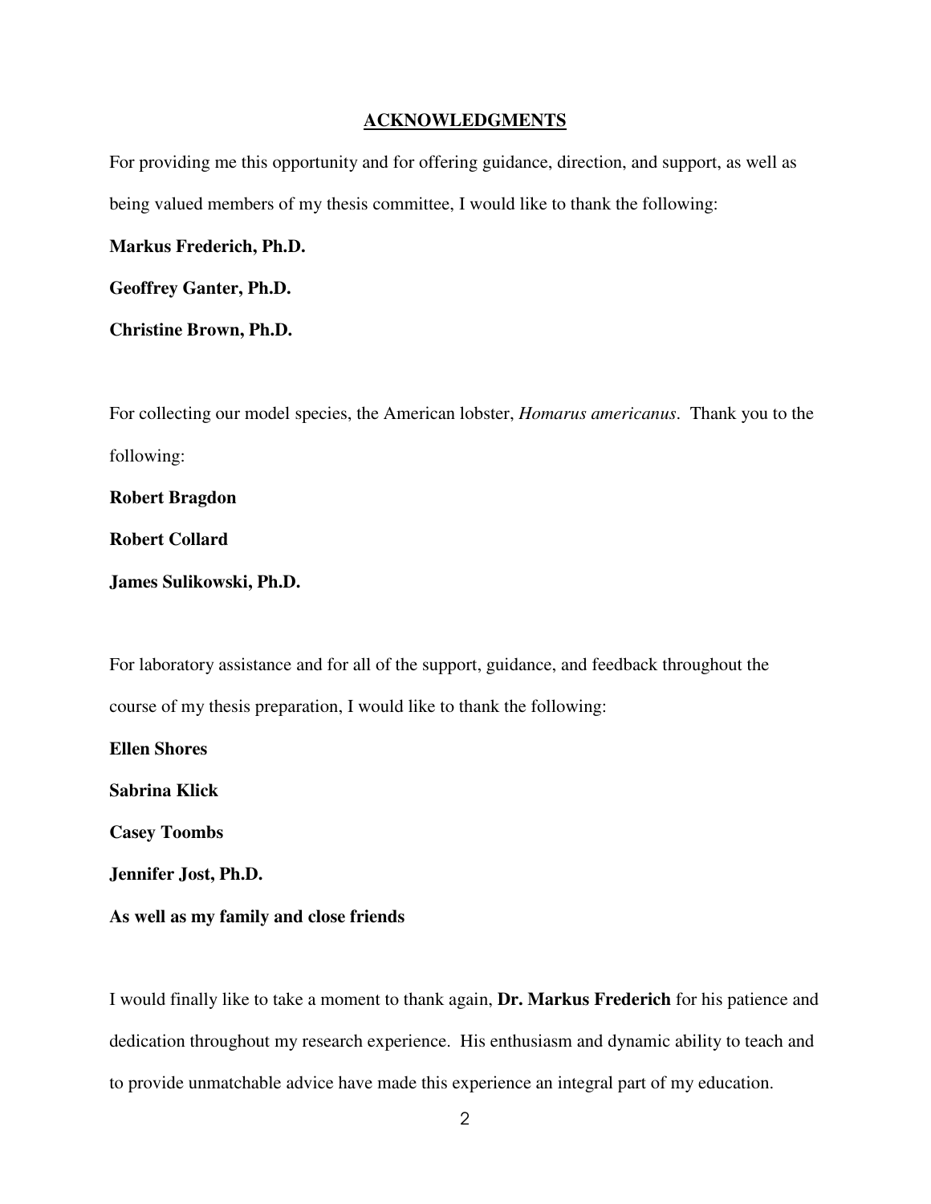## ACKNOWLEDGMENTS

For providing me this opportunity and for offering guidance, direction, and support, as well as being valued members of my thesis committee, I would like to thank the following:

**Markus Frederich, Ph.D.**

**Geoffrey Ganter, Ph.D.**

**Christine Brown, Ph.D.**

For collecting our model species, the American lobster, *Homarus americanus*. Thank you to the following:

**Robert Bragdon**

**Robert Collard**

**James Sulikowski, Ph.D.**

For laboratory assistance and for all of the support, guidance, and feedback throughout the course of my thesis preparation, I would like to thank the following:

**Ellen Shores**

**Sabrina Klick**

**Casey Toombs**

**Jennifer Jost, Ph.D.**

**As well as my family and close friends**

I would finally like to take a moment to thank again, **Dr. Markus Frederich** for his patience and dedication throughout my research experience. His enthusiasm and dynamic ability to teach and to provide unmatchable advice have made this experience an integral part of my education.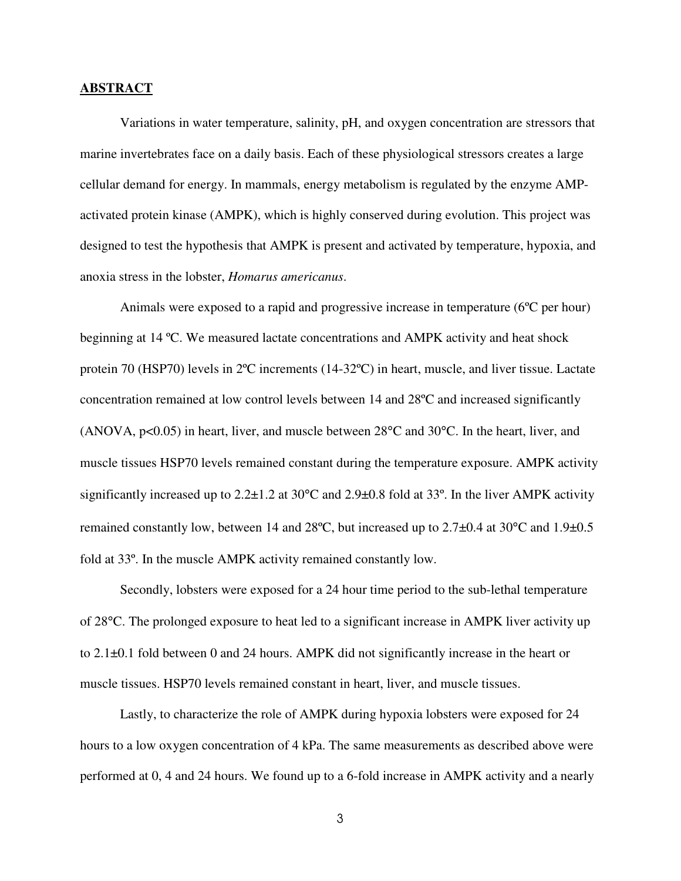## ABSTRACT

Variations in water temperature, salinity, pH, and oxygen concentration are stressors that marine invertebrates face on a daily basis. Each of these physiological stressors creates a large cellular demand for energy. In mammals, energy metabolism is regulated by the enzyme AMP-activated protein kinase (AMPK), which is highly conserved during evolution. This project was designed to test the hypothesis that AMPK is present and activated by temperature, hypoxia, and anoxia stress in the lobster, *Homarus americanus*.

Animals were exposed to a rapid and progressive increase in temperature (6ºC per hour) beginning at 14 ºC. We measured lactate concentrations and AMPK activity and heat shock protein 70 (HSP70) levels in 2ºC increments (14-32ºC) in heart, muscle, and liver tissue. Lactate concentration remained at low control levels between 14 and 28ºC and increased significantly (ANOVA, $p<0.05$) in heart, liver, and muscle between 28°C and 30°C. In the heart, liver, and muscle tissues HSP70 levels remained constant during the temperature exposure. AMPK activity significantly increased up to 2.2±1.2 at 30°C and 2.9±0.8 fold at 33º. In the liver AMPK activity remained constantly low, between 14 and 28ºC, but increased up to 2.7±0.4 at 30°C and 1.9±0.5 fold at 33º. In the muscle AMPK activity remained constantly low.

Secondly, lobsters were exposed for a 24 hour time period to the sub-lethal temperature of 28°C. The prolonged exposure to heat led to a significant increase in AMPK liver activity up to 2.1±0.1 fold between 0 and 24 hours. AMPK did not significantly increase in the heart or muscle tissues. HSP70 levels remained constant in heart, liver, and muscle tissues.

Lastly, to characterize the role of AMPK during hypoxia lobsters were exposed for 24 hours to a low oxygen concentration of 4 kPa. The same measurements as described above were performed at 0, 4 and 24 hours. We found up to a 6-fold increase in AMPK activity and a nearly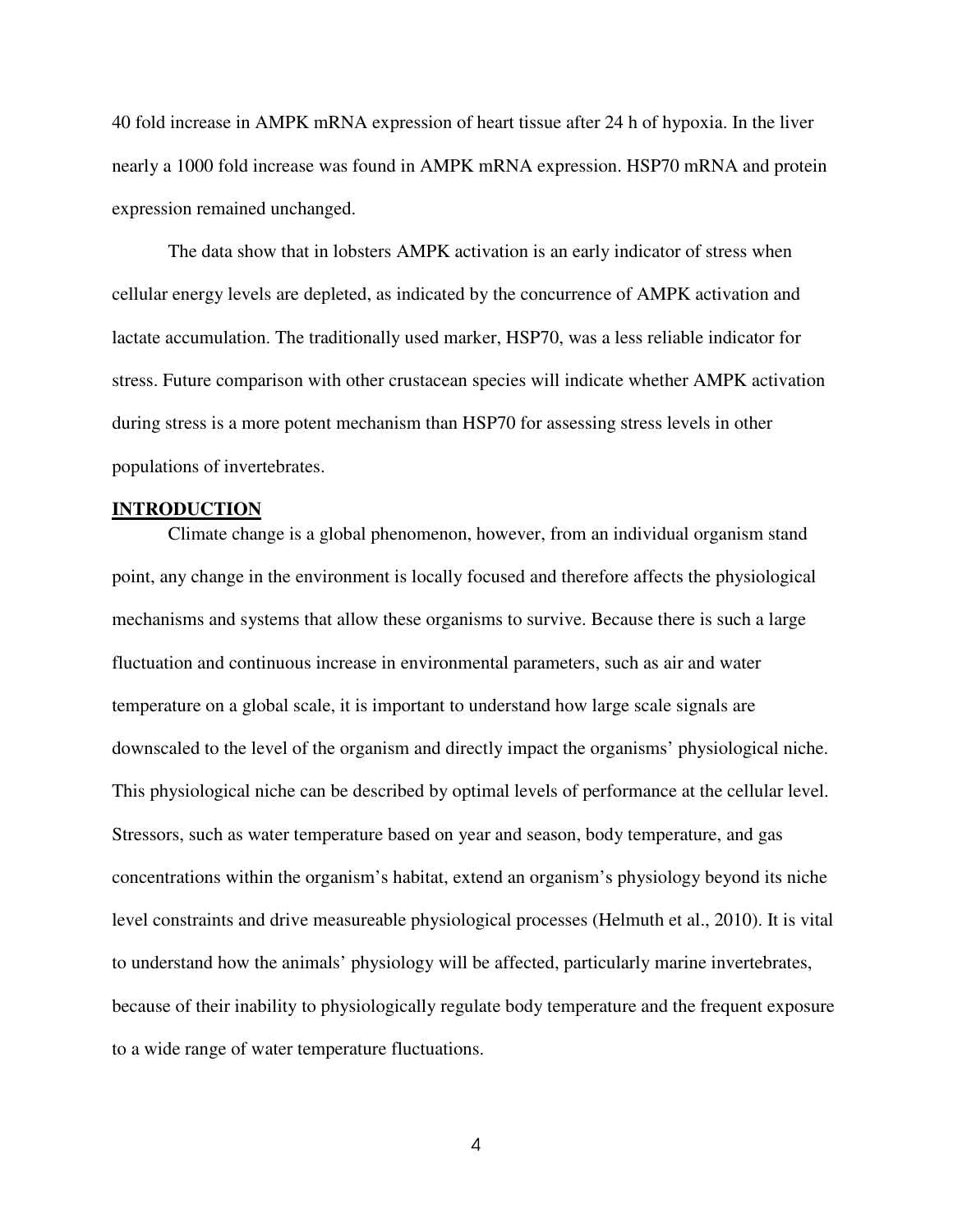40 fold increase in AMPK mRNA expression of heart tissue after 24 h of hypoxia. In the liver nearly a 1000 fold increase was found in AMPK mRNA expression. HSP70 mRNA and protein expression remained unchanged.

The data show that in lobsters AMPK activation is an early indicator of stress when cellular energy levels are depleted, as indicated by the concurrence of AMPK activation and lactate accumulation. The traditionally used marker, HSP70, was a less reliable indicator for stress. Future comparison with other crustacean species will indicate whether AMPK activation during stress is a more potent mechanism than HSP70 for assessing stress levels in other populations of invertebrates.

## INTRODUCTION

Climate change is a global phenomenon, however, from an individual organism stand point, any change in the environment is locally focused and therefore affects the physiological mechanisms and systems that allow these organisms to survive. Because there is such a large fluctuation and continuous increase in environmental parameters, such as air and water temperature on a global scale, it is important to understand how large scale signals are downscaled to the level of the organism and directly impact the organisms' physiological niche. This physiological niche can be described by optimal levels of performance at the cellular level. Stressors, such as water temperature based on year and season, body temperature, and gas concentrations within the organism's habitat, extend an organism's physiology beyond its niche level constraints and drive measureable physiological processes (Helmuth et al., 2010). It is vital to understand how the animals' physiology will be affected, particularly marine invertebrates, because of their inability to physiologically regulate body temperature and the frequent exposure to a wide range of water temperature fluctuations.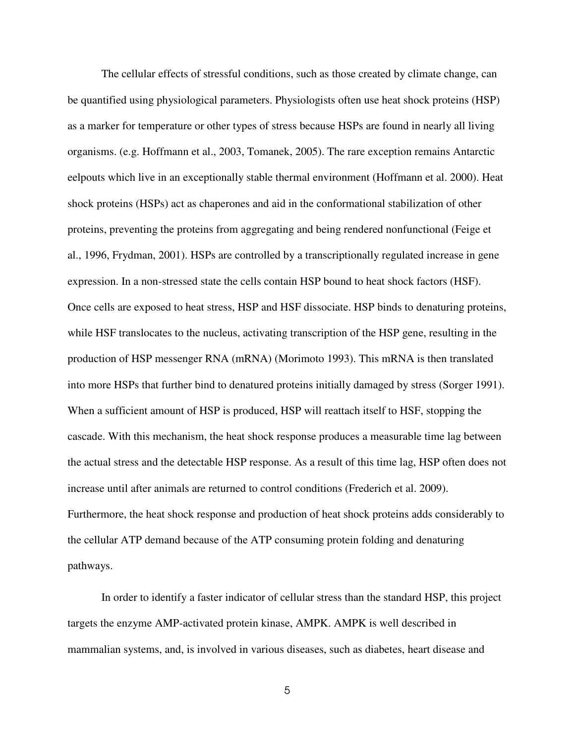The cellular effects of stressful conditions, such as those created by climate change, can be quantified using physiological parameters. Physiologists often use heat shock proteins (HSP) as a marker for temperature or other types of stress because HSPs are found in nearly all living organisms. (e.g. Hoffmann et al., 2003, Tomanek, 2005). The rare exception remains Antarctic eelpouts which live in an exceptionally stable thermal environment (Hoffmann et al. 2000). Heat shock proteins (HSPs) act as chaperones and aid in the conformational stabilization of other proteins, preventing the proteins from aggregating and being rendered nonfunctional (Feige et al., 1996, Frydman, 2001). HSPs are controlled by a transcriptionally regulated increase in gene expression. In a non-stressed state the cells contain HSP bound to heat shock factors (HSF). Once cells are exposed to heat stress, HSP and HSF dissociate. HSP binds to denaturing proteins, while HSF translocates to the nucleus, activating transcription of the HSP gene, resulting in the production of HSP messenger RNA (mRNA) (Morimoto 1993). This mRNA is then translated into more HSPs that further bind to denatured proteins initially damaged by stress (Sorger 1991). When a sufficient amount of HSP is produced, HSP will reattach itself to HSF, stopping the cascade. With this mechanism, the heat shock response produces a measurable time lag between the actual stress and the detectable HSP response. As a result of this time lag, HSP often does not increase until after animals are returned to control conditions (Frederich et al. 2009). Furthermore, the heat shock response and production of heat shock proteins adds considerably to the cellular ATP demand because of the ATP consuming protein folding and denaturing pathways.

In order to identify a faster indicator of cellular stress than the standard HSP, this project targets the enzyme AMP-activated protein kinase, AMPK. AMPK is well described in mammalian systems, and, is involved in various diseases, such as diabetes, heart disease and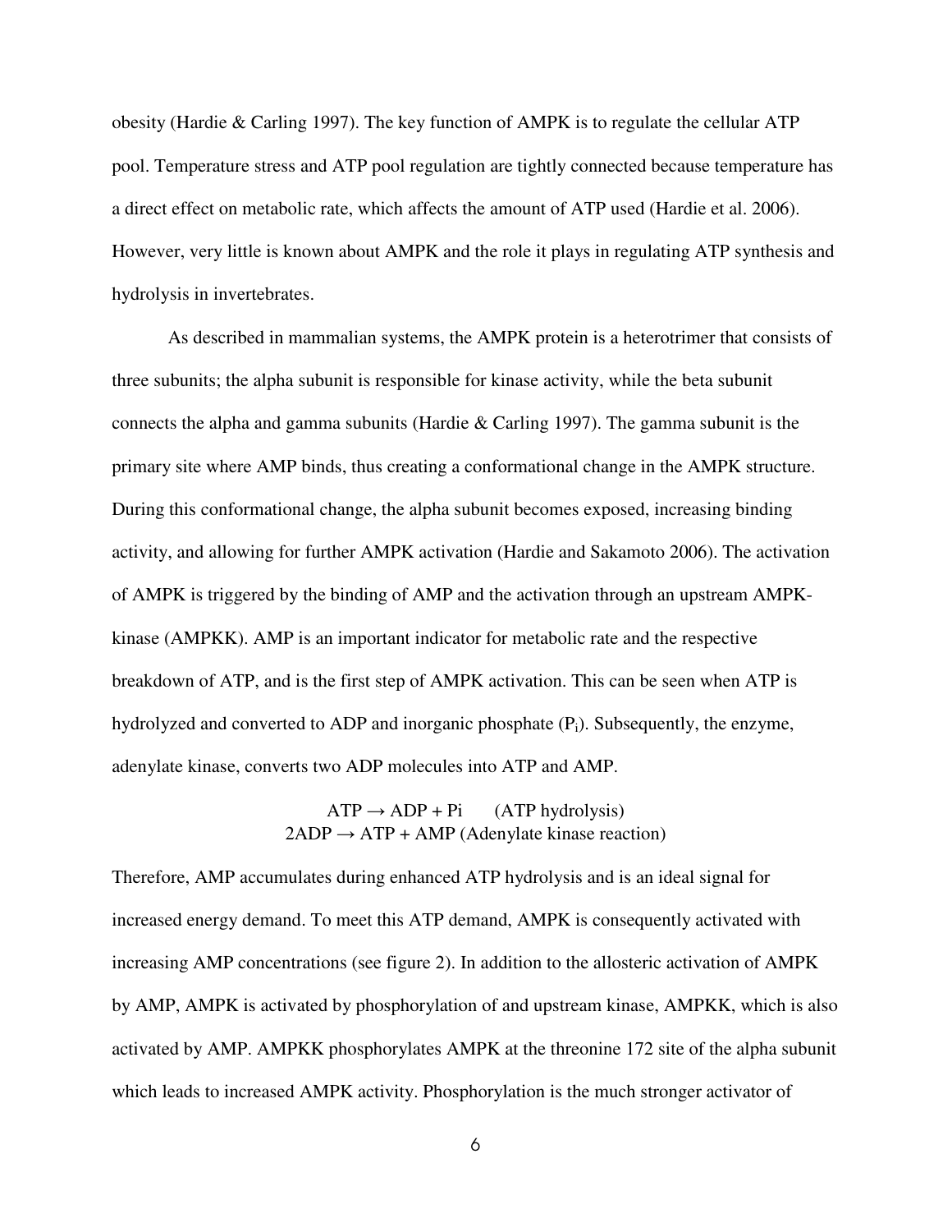obesity (Hardie & Carling 1997). The key function of AMPK is to regulate the cellular ATP pool. Temperature stress and ATP pool regulation are tightly connected because temperature has a direct effect on metabolic rate, which affects the amount of ATP used (Hardie et al. 2006). However, very little is known about AMPK and the role it plays in regulating ATP synthesis and hydrolysis in invertebrates.

As described in mammalian systems, the AMPK protein is a heterotrimer that consists of three subunits; the alpha subunit is responsible for kinase activity, while the beta subunit connects the alpha and gamma subunits (Hardie & Carling 1997). The gamma subunit is the primary site where AMP binds, thus creating a conformational change in the AMPK structure. During this conformational change, the alpha subunit becomes exposed, increasing binding activity, and allowing for further AMPK activation (Hardie and Sakamoto 2006). The activation of AMPK is triggered by the binding of AMP and the activation through an upstream AMPK-kinase (AMPKK). AMP is an important indicator for metabolic rate and the respective breakdown of ATP, and is the first step of AMPK activation. This can be seen when ATP is hydrolyzed and converted to ADP and inorganic phosphate ($P_i$). Subsequently, the enzyme, adenylate kinase, converts two ADP molecules into ATP and AMP.

$$\text{ATP} \rightarrow \text{ADP} + \text{Pi} \qquad \text{(ATP hydrolysis)}$$
$$2\text{ADP} \rightarrow \text{ATP} + \text{AMP} \ \text{(Adenylate kinase reaction)}$$

Therefore, AMP accumulates during enhanced ATP hydrolysis and is an ideal signal for increased energy demand. To meet this ATP demand, AMPK is consequently activated with increasing AMP concentrations (see figure 2). In addition to the allosteric activation of AMPK by AMP, AMPK is activated by phosphorylation of and upstream kinase, AMPKK, which is also activated by AMP. AMPKK phosphorylates AMPK at the threonine 172 site of the alpha subunit which leads to increased AMPK activity. Phosphorylation is the much stronger activator of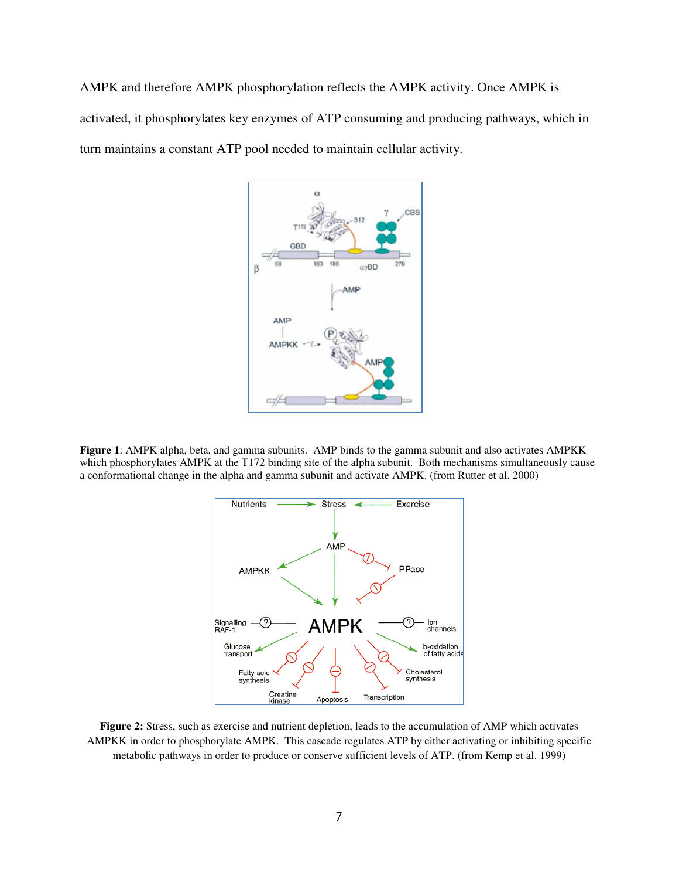AMPK and therefore AMPK phosphorylation reflects the AMPK activity. Once AMPK is activated, it phosphorylates key enzymes of ATP consuming and producing pathways, which in turn maintains a constant ATP pool needed to maintain cellular activity.

**Figure 1**: AMPK alpha, beta, and gamma subunits. AMP binds to the gamma subunit and also activates AMPKK which phosphorylates AMPK at the T172 binding site of the alpha subunit. Both mechanisms simultaneously cause a conformational change in the alpha and gamma subunit and activate AMPK. (from Rutter et al. 2000)

**Figure 2:** Stress, such as exercise and nutrient depletion, leads to the accumulation of AMP which activates AMPKK in order to phosphorylate AMPK. This cascade regulates ATP by either activating or inhibiting specific metabolic pathways in order to produce or conserve sufficient levels of ATP. (from Kemp et al. 1999)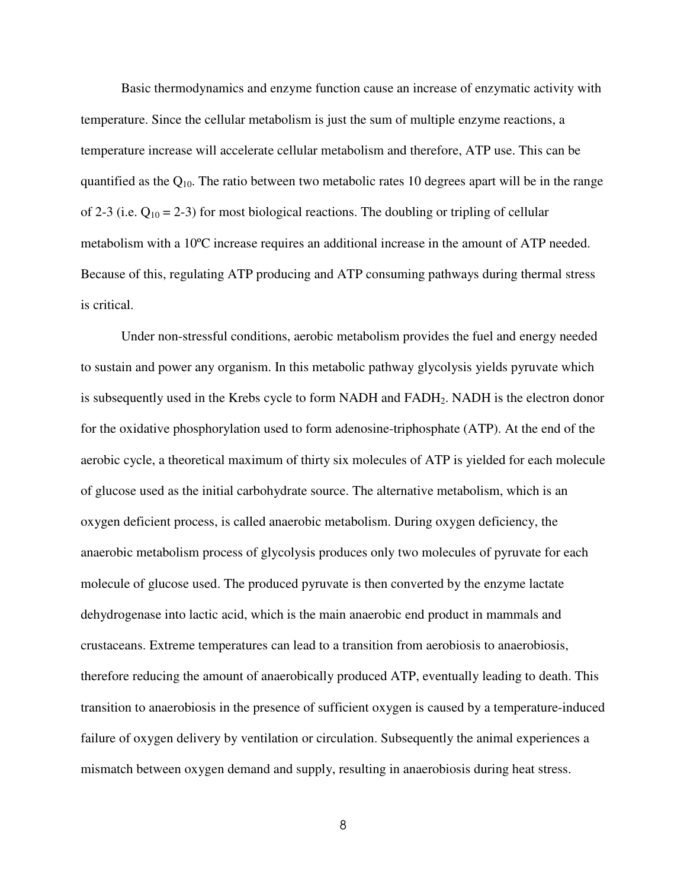Basic thermodynamics and enzyme function cause an increase of enzymatic activity with temperature. Since the cellular metabolism is just the sum of multiple enzyme reactions, a temperature increase will accelerate cellular metabolism and therefore, ATP use. This can be quantified as the $Q_{10}$. The ratio between two metabolic rates 10 degrees apart will be in the range of 2-3 (i.e. $Q_{10}$ = 2-3) for most biological reactions. The doubling or tripling of cellular metabolism with a 10ºC increase requires an additional increase in the amount of ATP needed. Because of this, regulating ATP producing and ATP consuming pathways during thermal stress is critical.

Under non-stressful conditions, aerobic metabolism provides the fuel and energy needed to sustain and power any organism. In this metabolic pathway glycolysis yields pyruvate which is subsequently used in the Krebs cycle to form NADH and $FADH_2$. NADH is the electron donor for the oxidative phosphorylation used to form adenosine-triphosphate (ATP). At the end of the aerobic cycle, a theoretical maximum of thirty six molecules of ATP is yielded for each molecule of glucose used as the initial carbohydrate source. The alternative metabolism, which is an oxygen deficient process, is called anaerobic metabolism. During oxygen deficiency, the anaerobic metabolism process of glycolysis produces only two molecules of pyruvate for each molecule of glucose used. The produced pyruvate is then converted by the enzyme lactate dehydrogenase into lactic acid, which is the main anaerobic end product in mammals and crustaceans. Extreme temperatures can lead to a transition from aerobiosis to anaerobiosis, therefore reducing the amount of anaerobically produced ATP, eventually leading to death. This transition to anaerobiosis in the presence of sufficient oxygen is caused by a temperature-induced failure of oxygen delivery by ventilation or circulation. Subsequently the animal experiences a mismatch between oxygen demand and supply, resulting in anaerobiosis during heat stress.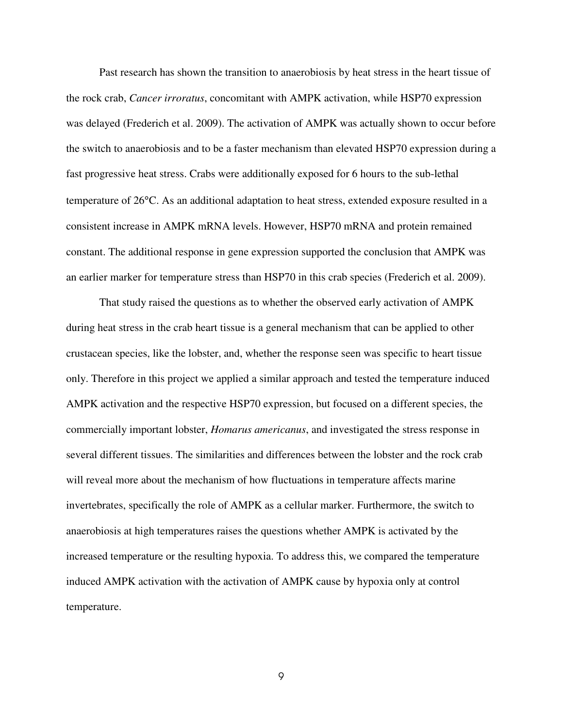Past research has shown the transition to anaerobiosis by heat stress in the heart tissue of the rock crab, *Cancer irroratus*, concomitant with AMPK activation, while HSP70 expression was delayed (Frederich et al. 2009). The activation of AMPK was actually shown to occur before the switch to anaerobiosis and to be a faster mechanism than elevated HSP70 expression during a fast progressive heat stress. Crabs were additionally exposed for 6 hours to the sub-lethal temperature of 26°C. As an additional adaptation to heat stress, extended exposure resulted in a consistent increase in AMPK mRNA levels. However, HSP70 mRNA and protein remained constant. The additional response in gene expression supported the conclusion that AMPK was an earlier marker for temperature stress than HSP70 in this crab species (Frederich et al. 2009).

That study raised the questions as to whether the observed early activation of AMPK during heat stress in the crab heart tissue is a general mechanism that can be applied to other crustacean species, like the lobster, and, whether the response seen was specific to heart tissue only. Therefore in this project we applied a similar approach and tested the temperature induced AMPK activation and the respective HSP70 expression, but focused on a different species, the commercially important lobster, *Homarus americanus*, and investigated the stress response in several different tissues. The similarities and differences between the lobster and the rock crab will reveal more about the mechanism of how fluctuations in temperature affects marine invertebrates, specifically the role of AMPK as a cellular marker. Furthermore, the switch to anaerobiosis at high temperatures raises the questions whether AMPK is activated by the increased temperature or the resulting hypoxia. To address this, we compared the temperature induced AMPK activation with the activation of AMPK cause by hypoxia only at control temperature.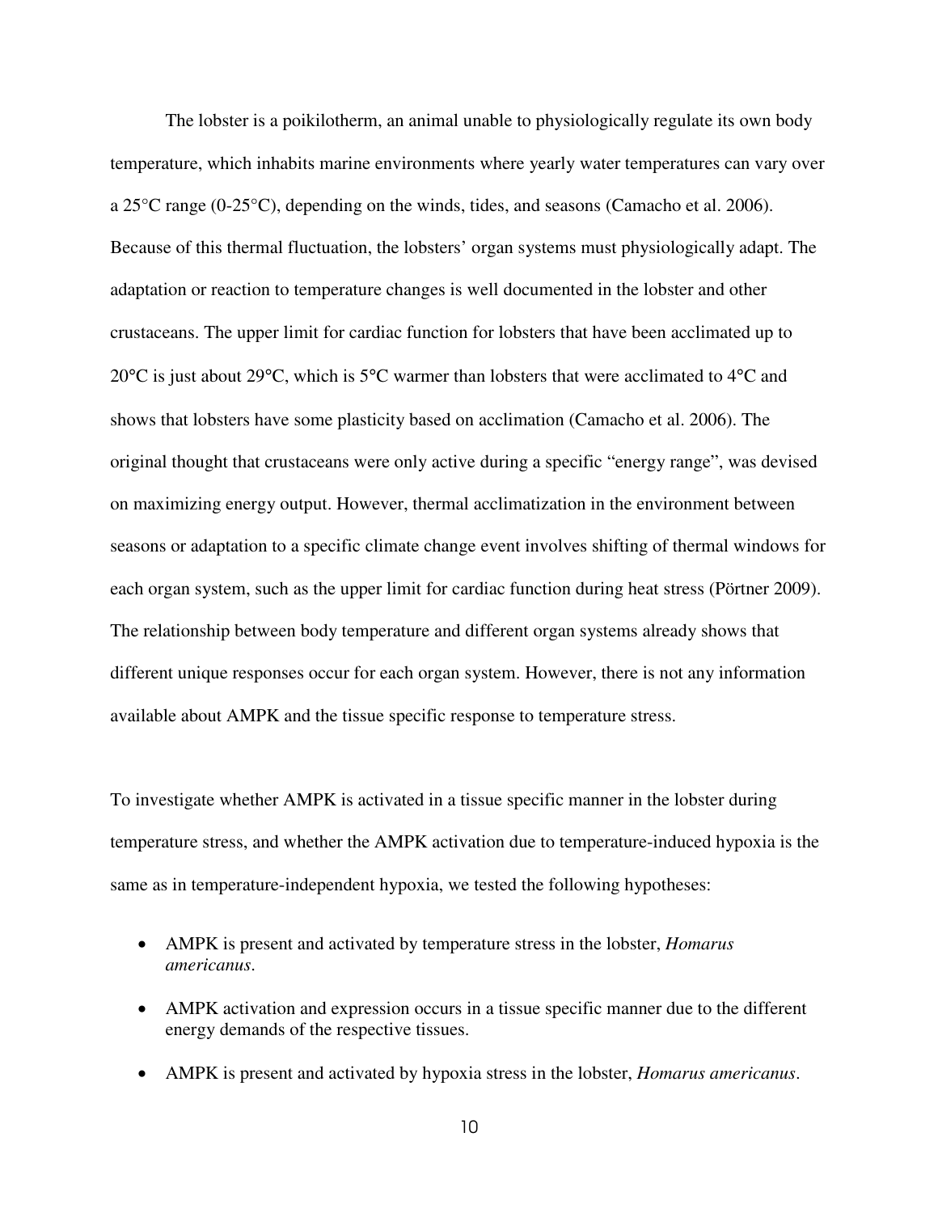The lobster is a poikilotherm, an animal unable to physiologically regulate its own body temperature, which inhabits marine environments where yearly water temperatures can vary over a 25°C range (0-25°C), depending on the winds, tides, and seasons (Camacho et al. 2006). Because of this thermal fluctuation, the lobsters' organ systems must physiologically adapt. The adaptation or reaction to temperature changes is well documented in the lobster and other crustaceans. The upper limit for cardiac function for lobsters that have been acclimated up to 20°C is just about 29°C, which is 5°C warmer than lobsters that were acclimated to 4°C and shows that lobsters have some plasticity based on acclimation (Camacho et al. 2006). The original thought that crustaceans were only active during a specific "energy range", was devised on maximizing energy output. However, thermal acclimatization in the environment between seasons or adaptation to a specific climate change event involves shifting of thermal windows for each organ system, such as the upper limit for cardiac function during heat stress (Pörtner 2009). The relationship between body temperature and different organ systems already shows that different unique responses occur for each organ system. However, there is not any information available about AMPK and the tissue specific response to temperature stress.

To investigate whether AMPK is activated in a tissue specific manner in the lobster during temperature stress, and whether the AMPK activation due to temperature-induced hypoxia is the same as in temperature-independent hypoxia, we tested the following hypotheses:

- AMPK is present and activated by temperature stress in the lobster, *Homarus americanus*.
- AMPK activation and expression occurs in a tissue specific manner due to the different energy demands of the respective tissues.
- AMPK is present and activated by hypoxia stress in the lobster, *Homarus americanus*.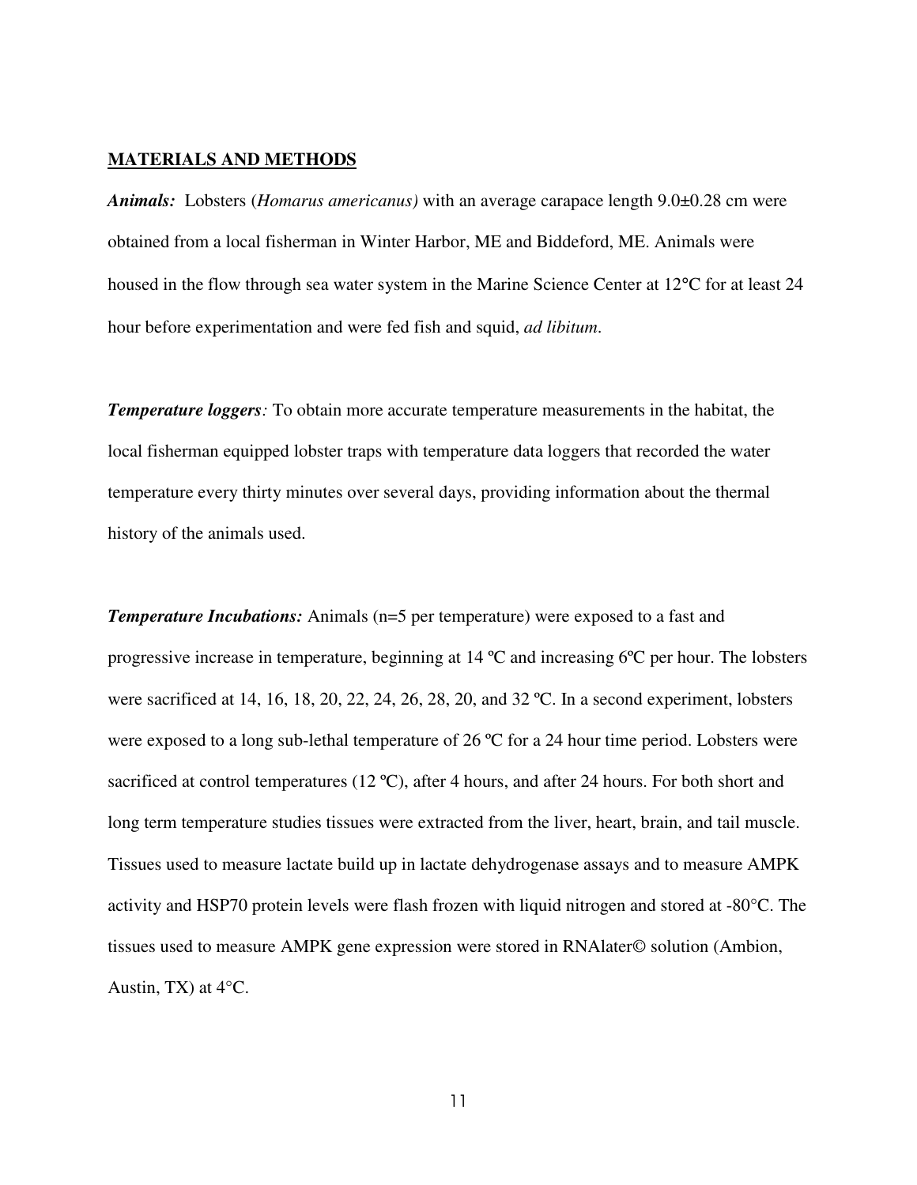## MATERIALS AND METHODS

***Animals:*** Lobsters (*Homarus americanus)* with an average carapace length 9.0±0.28 cm were obtained from a local fisherman in Winter Harbor, ME and Biddeford, ME. Animals were housed in the flow through sea water system in the Marine Science Center at 12°C for at least 24 hour before experimentation and were fed fish and squid, *ad libitum*.

***Temperature loggers****:* To obtain more accurate temperature measurements in the habitat, the local fisherman equipped lobster traps with temperature data loggers that recorded the water temperature every thirty minutes over several days, providing information about the thermal history of the animals used.

***Temperature Incubations:*** Animals (n=5 per temperature) were exposed to a fast and progressive increase in temperature, beginning at 14 ºC and increasing 6ºC per hour. The lobsters were sacrificed at 14, 16, 18, 20, 22, 24, 26, 28, 20, and 32 ºC. In a second experiment, lobsters were exposed to a long sub-lethal temperature of 26 ºC for a 24 hour time period. Lobsters were sacrificed at control temperatures (12 ºC), after 4 hours, and after 24 hours. For both short and long term temperature studies tissues were extracted from the liver, heart, brain, and tail muscle. Tissues used to measure lactate build up in lactate dehydrogenase assays and to measure AMPK activity and HSP70 protein levels were flash frozen with liquid nitrogen and stored at -80°C. The tissues used to measure AMPK gene expression were stored in RNAlater© solution (Ambion, Austin, TX) at 4°C.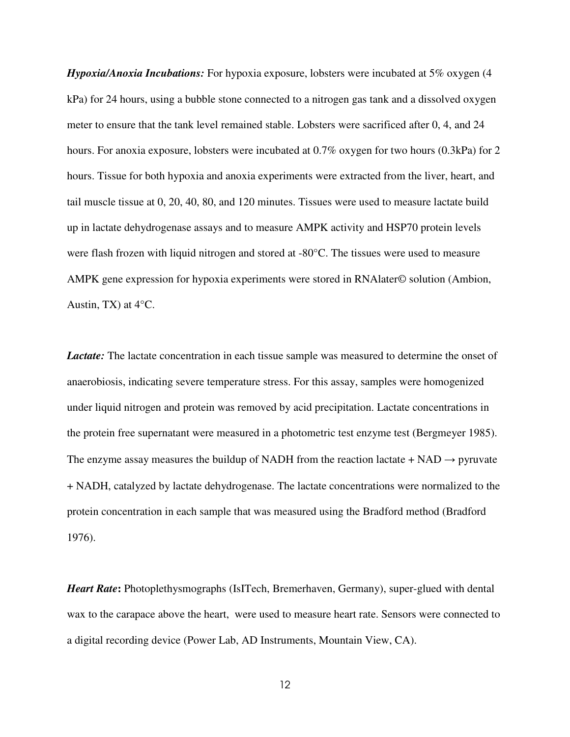***Hypoxia/Anoxia Incubations:*** For hypoxia exposure, lobsters were incubated at 5% oxygen (4 kPa) for 24 hours, using a bubble stone connected to a nitrogen gas tank and a dissolved oxygen meter to ensure that the tank level remained stable. Lobsters were sacrificed after 0, 4, and 24 hours. For anoxia exposure, lobsters were incubated at 0.7% oxygen for two hours (0.3kPa) for 2 hours. Tissue for both hypoxia and anoxia experiments were extracted from the liver, heart, and tail muscle tissue at 0, 20, 40, 80, and 120 minutes. Tissues were used to measure lactate build up in lactate dehydrogenase assays and to measure AMPK activity and HSP70 protein levels were flash frozen with liquid nitrogen and stored at -80°C. The tissues were used to measure AMPK gene expression for hypoxia experiments were stored in RNAlater© solution (Ambion, Austin, TX) at 4°C.

***Lactate:*** The lactate concentration in each tissue sample was measured to determine the onset of anaerobiosis, indicating severe temperature stress. For this assay, samples were homogenized under liquid nitrogen and protein was removed by acid precipitation. Lactate concentrations in the protein free supernatant were measured in a photometric test enzyme test (Bergmeyer 1985). The enzyme assay measures the buildup of NADH from the reaction lactate + NAD → pyruvate + NADH, catalyzed by lactate dehydrogenase. The lactate concentrations were normalized to the protein concentration in each sample that was measured using the Bradford method (Bradford 1976).

***Heart Rate*:** Photoplethysmographs (IsITech, Bremerhaven, Germany), super-glued with dental wax to the carapace above the heart, were used to measure heart rate. Sensors were connected to a digital recording device (Power Lab, AD Instruments, Mountain View, CA).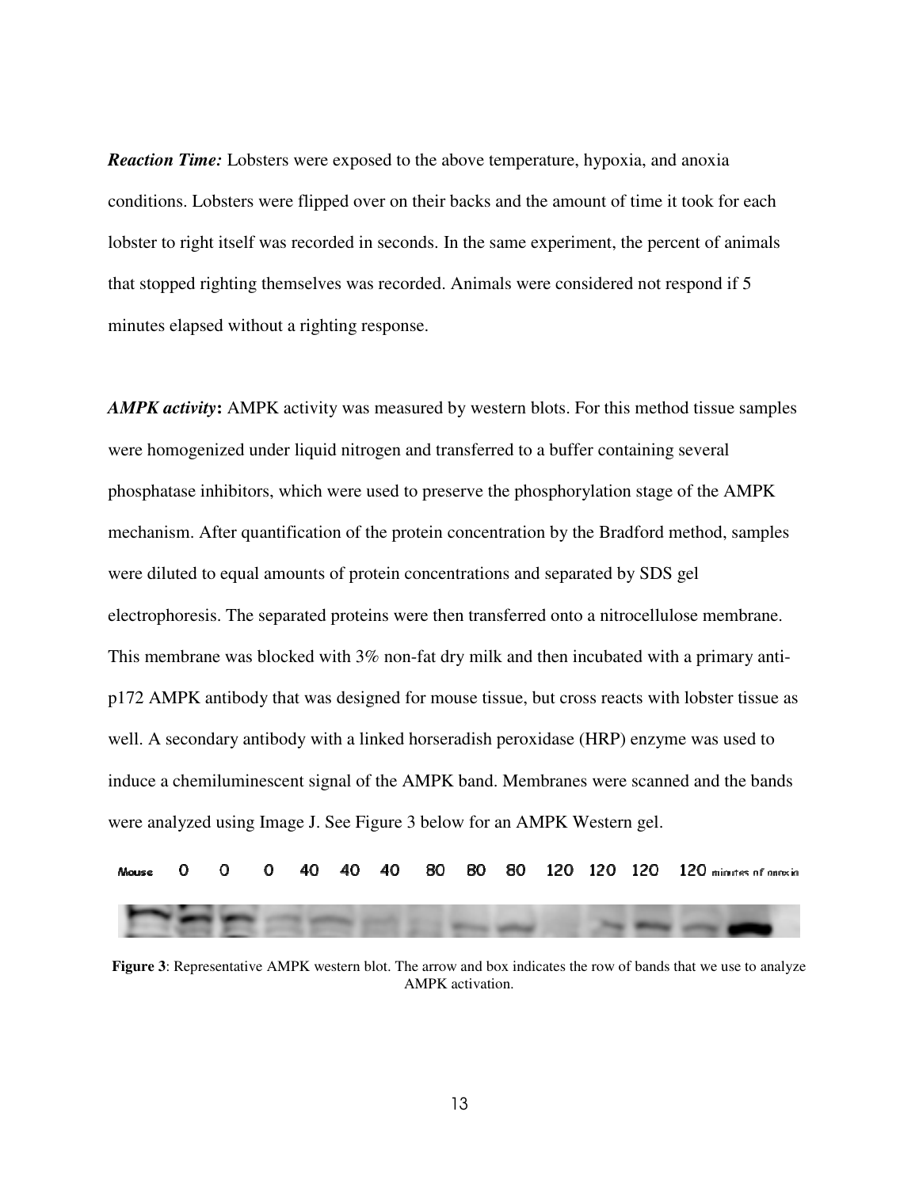***Reaction Time:*** Lobsters were exposed to the above temperature, hypoxia, and anoxia conditions. Lobsters were flipped over on their backs and the amount of time it took for each lobster to right itself was recorded in seconds. In the same experiment, the percent of animals that stopped righting themselves was recorded. Animals were considered not respond if 5 minutes elapsed without a righting response.

***AMPK activity*****:** AMPK activity was measured by western blots. For this method tissue samples were homogenized under liquid nitrogen and transferred to a buffer containing several phosphatase inhibitors, which were used to preserve the phosphorylation stage of the AMPK mechanism. After quantification of the protein concentration by the Bradford method, samples were diluted to equal amounts of protein concentrations and separated by SDS gel electrophoresis. The separated proteins were then transferred onto a nitrocellulose membrane. This membrane was blocked with 3% non-fat dry milk and then incubated with a primary anti-p172 AMPK antibody that was designed for mouse tissue, but cross reacts with lobster tissue as well. A secondary antibody with a linked horseradish peroxidase (HRP) enzyme was used to induce a chemiluminescent signal of the AMPK band. Membranes were scanned and the bands were analyzed using Image J. See Figure 3 below for an AMPK Western gel.

Mouse 0 0 0 40 40 40 80 80 80 120 120 120 120 minutes of anoxia

**Figure 3**: Representative AMPK western blot. The arrow and box indicates the row of bands that we use to analyze AMPK activation.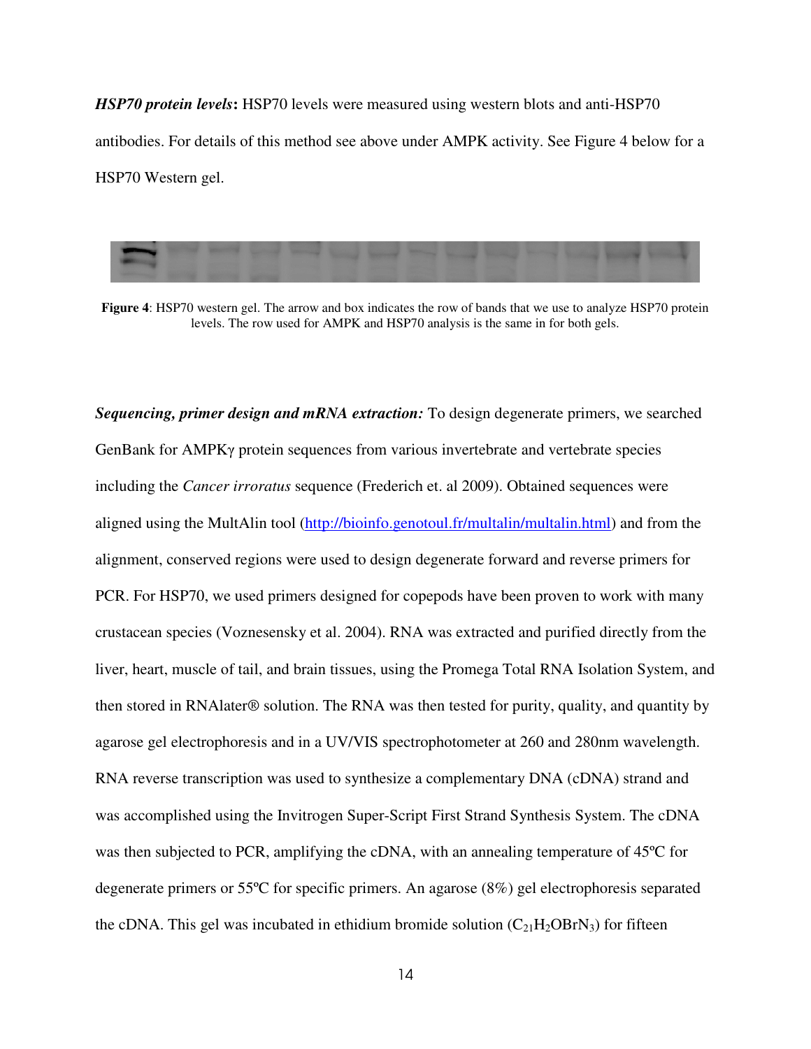***HSP70 protein levels*:** HSP70 levels were measured using western blots and anti-HSP70 antibodies. For details of this method see above under AMPK activity. See Figure 4 below for a HSP70 Western gel.

**Figure 4**: HSP70 western gel. The arrow and box indicates the row of bands that we use to analyze HSP70 protein levels. The row used for AMPK and HSP70 analysis is the same in for both gels.

***Sequencing, primer design and mRNA extraction:*** To design degenerate primers, we searched GenBank for AMPKγ protein sequences from various invertebrate and vertebrate species including the *Cancer irroratus* sequence (Frederich et. al 2009). Obtained sequences were aligned using the MultAlin tool (http://bioinfo.genotoul.fr/multalin/multalin.html) and from the alignment, conserved regions were used to design degenerate forward and reverse primers for PCR. For HSP70, we used primers designed for copepods have been proven to work with many crustacean species (Voznesensky et al. 2004). RNA was extracted and purified directly from the liver, heart, muscle of tail, and brain tissues, using the Promega Total RNA Isolation System, and then stored in RNAlater® solution. The RNA was then tested for purity, quality, and quantity by agarose gel electrophoresis and in a UV/VIS spectrophotometer at 260 and 280nm wavelength. RNA reverse transcription was used to synthesize a complementary DNA (cDNA) strand and was accomplished using the Invitrogen Super-Script First Strand Synthesis System. The cDNA was then subjected to PCR, amplifying the cDNA, with an annealing temperature of 45ºC for degenerate primers or 55ºC for specific primers. An agarose (8%) gel electrophoresis separated the cDNA. This gel was incubated in ethidium bromide solution ($C_{21}H_2OBrN_3$) for fifteen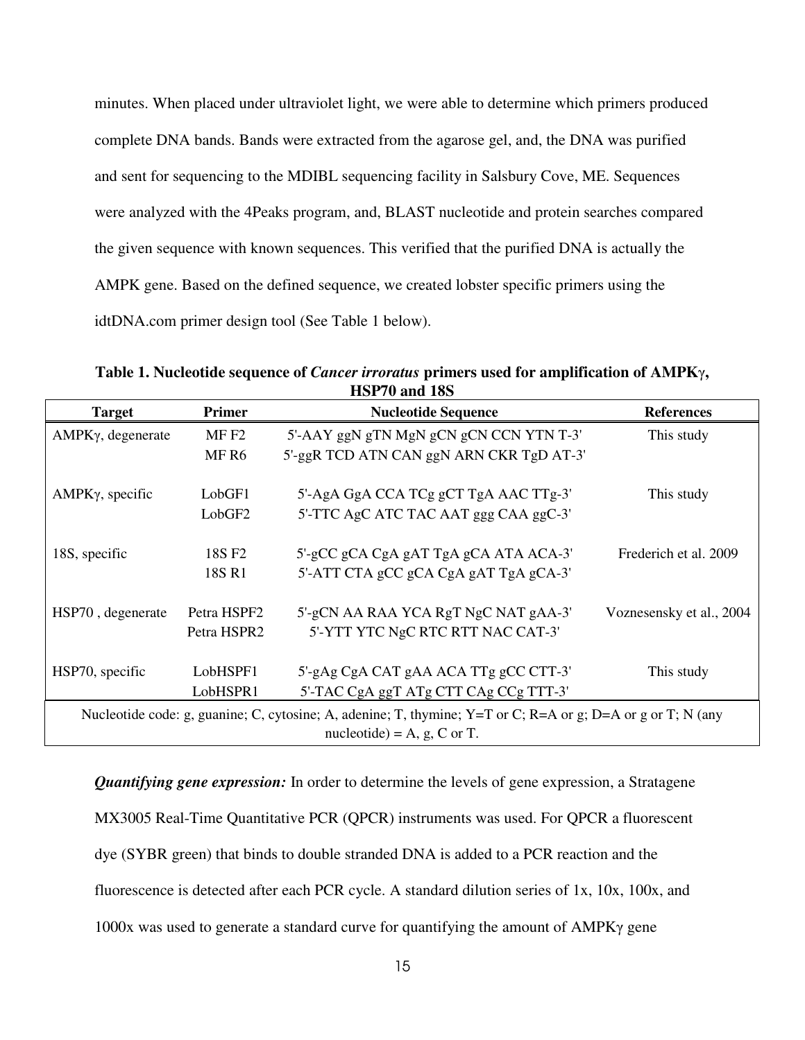minutes. When placed under ultraviolet light, we were able to determine which primers produced complete DNA bands. Bands were extracted from the agarose gel, and, the DNA was purified and sent for sequencing to the MDIBL sequencing facility in Salsbury Cove, ME. Sequences were analyzed with the 4Peaks program, and, BLAST nucleotide and protein searches compared the given sequence with known sequences. This verified that the purified DNA is actually the AMPK gene. Based on the defined sequence, we created lobster specific primers using the idtDNA.com primer design tool (See Table 1 below).

**Table 1. Nucleotide sequence of *Cancer irroratus* primers used for amplification of AMPKγ, HSP70 and 18S**

| Target | Primer | Nucleotide Sequence | References |
|---|---|---|---|
| AMPKγ, degenerate | MF F2 | 5'-AAY ggN gTN MgN gCN gCN CCN YTN T-3' | This study |
| | MF R6 | 5'-ggR TCD ATN CAN ggN ARN CKR TgD AT-3' | |
| AMPKγ, specific | LobGF1 | 5'-AgA GgA CCA TCg gCT TgA AAC TTg-3' | This study |
| | LobGF2 | 5'-TTC AgC ATC TAC AAT ggg CAA ggC-3' | |
| 18S, specific | 18S F2 | 5'-gCC gCA CgA gAT TgA gCA ATA ACA-3' | Frederich et al. 2009 |
| | 18S R1 | 5'-ATT CTA gCC gCA CgA gAT TgA gCA-3' | |
| HSP70 , degenerate | Petra HSPF2 | 5'-gCN AA RAA YCA RgT NgC NAT gAA-3' | Voznesensky et al., 2004 |
| | Petra HSPR2 | 5'-YTT YTC NgC RTC RTT NAC CAT-3' | |
| HSP70, specific | LobHSPF1 | 5'-gAg CgA CAT gAA ACA TTg gCC CTT-3' | This study |
| | LobHSPR1 | 5'-TAC CgA ggT ATg CTT CAg CCg TTT-3' | |

Nucleotide code: g, guanine; C, cytosine; A, adenine; T, thymine; Y=T or C; R=A or g; D=A or g or T; N (any nucleotide) = A, g, C or T.

***Quantifying gene expression:*** In order to determine the levels of gene expression, a Stratagene MX3005 Real-Time Quantitative PCR (QPCR) instruments was used. For QPCR a fluorescent dye (SYBR green) that binds to double stranded DNA is added to a PCR reaction and the fluorescence is detected after each PCR cycle. A standard dilution series of 1x, 10x, 100x, and 1000x was used to generate a standard curve for quantifying the amount of AMPKγ gene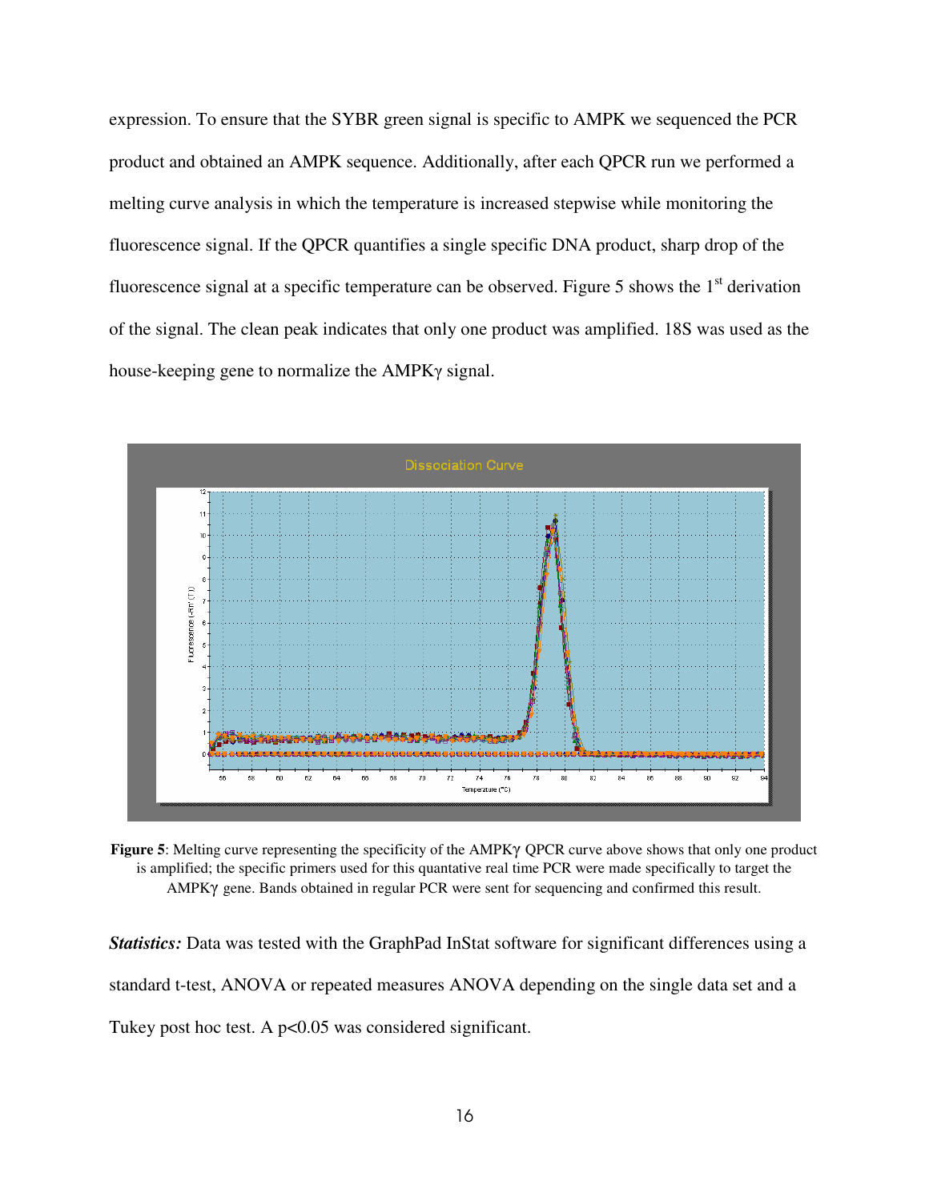expression. To ensure that the SYBR green signal is specific to AMPK we sequenced the PCR product and obtained an AMPK sequence. Additionally, after each QPCR run we performed a melting curve analysis in which the temperature is increased stepwise while monitoring the fluorescence signal. If the QPCR quantifies a single specific DNA product, sharp drop of the fluorescence signal at a specific temperature can be observed. Figure 5 shows the 1st derivation of the signal. The clean peak indicates that only one product was amplified. 18S was used as the house-keeping gene to normalize the AMPKγ signal.

**Figure 5**: Melting curve representing the specificity of the AMPKγ QPCR curve above shows that only one product is amplified; the specific primers used for this quantative real time PCR were made specifically to target the AMPKγ gene. Bands obtained in regular PCR were sent for sequencing and confirmed this result.

***Statistics:*** Data was tested with the GraphPad InStat software for significant differences using a standard t-test, ANOVA or repeated measures ANOVA depending on the single data set and a Tukey post hoc test. A $p<0.05$ was considered significant.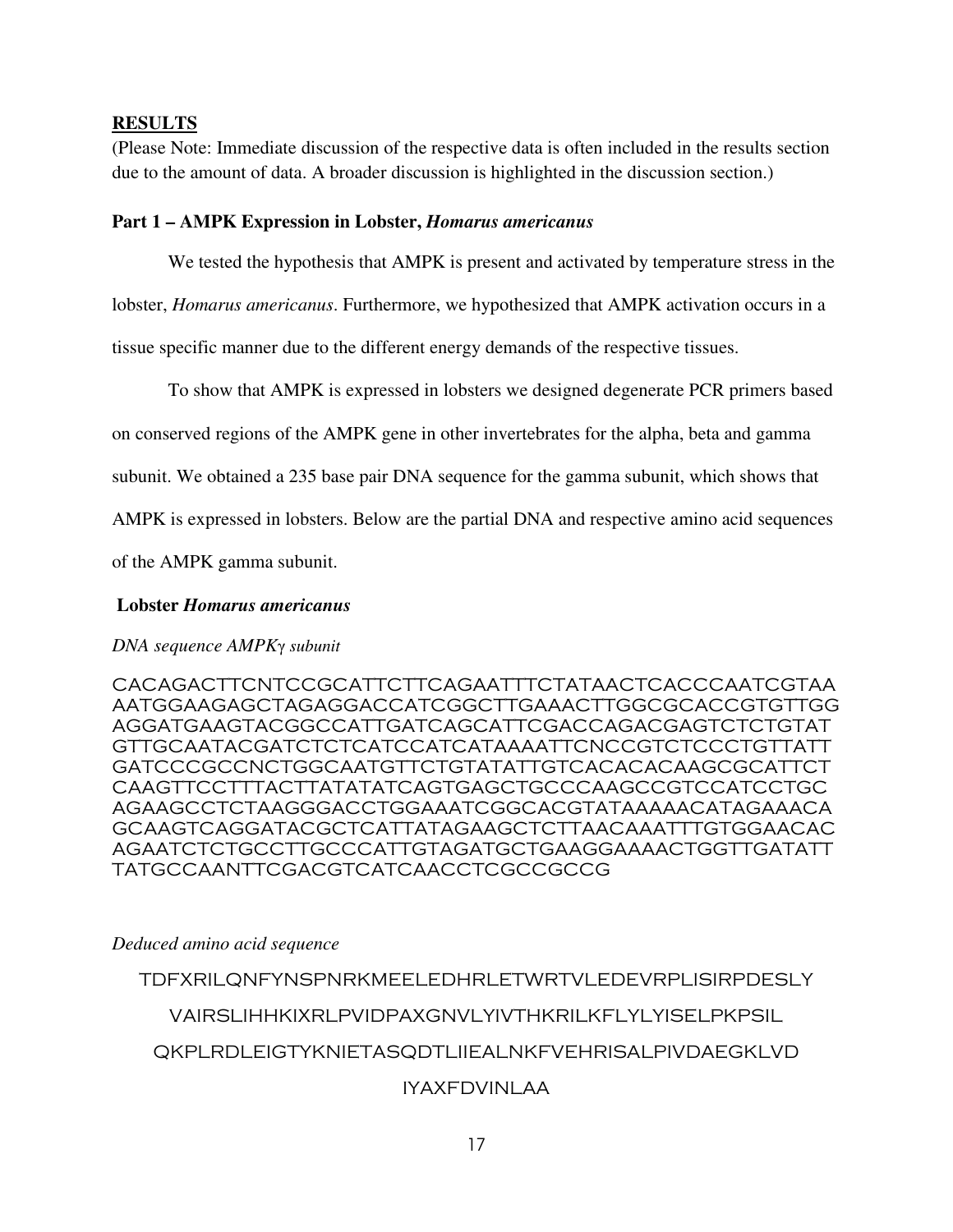## RESULTS

(Please Note: Immediate discussion of the respective data is often included in the results section due to the amount of data. A broader discussion is highlighted in the discussion section.)

### Part 1 – AMPK Expression in Lobster, *Homarus americanus*

We tested the hypothesis that AMPK is present and activated by temperature stress in the lobster, *Homarus americanus*. Furthermore, we hypothesized that AMPK activation occurs in a tissue specific manner due to the different energy demands of the respective tissues.

To show that AMPK is expressed in lobsters we designed degenerate PCR primers based on conserved regions of the AMPK gene in other invertebrates for the alpha, beta and gamma subunit. We obtained a 235 base pair DNA sequence for the gamma subunit, which shows that AMPK is expressed in lobsters. Below are the partial DNA and respective amino acid sequences of the AMPK gamma subunit.

**Lobster *Homarus americanus***

*DNA sequence AMPKγ subunit*

CACAGACTTCNTCCGCATTCTTCAGAATTTCTATAACTCACCCAATCGTAA
AATGGAAGAGCTAGAGGACCATCGGCTTGAAACTTGGCGCACCGTGTTGG
AGGATGAAGTACGGCCATTGATCAGCATTCGACCAGACGAGTCTCTGTAT
GTTGCAATACGATCTCTCATCCATCATAAAATTCNCCGTCTCCCTGTTATT
GATCCCGCCNCTGGCAATGTTCTGTATATTGTCACACACAAGCGCATTCT
CAAGTTCCTTTACTTATATATCAGTGAGCTGCCCAAGCCGTCCATCCTGC
AGAAGCCTCTAAGGGACCTGGAAATCGGCACGTATAAAAACATAGAAACA
GCAAGTCAGGATACGCTCATTATAGAAGCTCTTAACAAATTTGTGGAACAC
AGAATCTCTGCCTTGCCCATTGTAGATGCTGAAGGAAAACTGGTTGATATT
TATGCCAANTTCGACGTCATCAACCTCGCCGCCG

*Deduced amino acid sequence*

TDFXRILQNFYNSPNRKMEELEDHRLETWRTVLEDEVRPLISIRPDESLY
VAIRSLIHHKIXRLPVIDPAXGNVLYIVTHKRILKFLYLYISELPKPSIL
QKPLRDLEIGTYKNIETASQDTLIIEALNKFVEHRISALPIVDAEGKLVD
IYAXFDVINLAA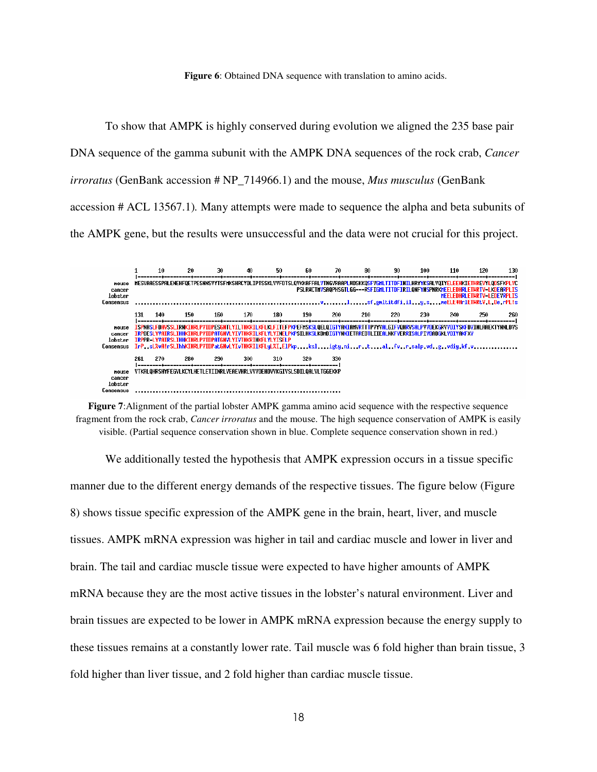**Figure 6**: Obtained DNA sequence with translation to amino acids.

To show that AMPK is highly conserved during evolution we aligned the 235 base pair DNA sequence of the gamma subunit with the AMPK DNA sequences of the rock crab, *Cancer irroratus* (GenBank accession # NP_714966.1) and the mouse, *Mus musculus* (GenBank accession # ACL 13567.1). Many attempts were made to sequence the alpha and beta subunits of the AMPK gene, but the results were unsuccessful and the data were not crucial for this project.

**Figure 7**:Alignment of the partial lobster AMPK gamma amino acid sequence with the respective sequence fragment from the rock crab, *Cancer irroratus* and the mouse. The high sequence conservation of AMPK is easily visible. (Partial sequence conservation shown in blue. Complete sequence conservation shown in red.)

We additionally tested the hypothesis that AMPK expression occurs in a tissue specific manner due to the different energy demands of the respective tissues. The figure below (Figure 8) shows tissue specific expression of the AMPK gene in the brain, heart, liver, and muscle tissues. AMPK mRNA expression was higher in tail and cardiac muscle and lower in liver and brain. The tail and cardiac muscle tissue were expected to have higher amounts of AMPK mRNA because they are the most active tissues in the lobster's natural environment. Liver and brain tissues are expected to be lower in AMPK mRNA expression because the energy supply to these tissues remains at a constantly lower rate. Tail muscle was 6 fold higher than brain tissue, 3 fold higher than liver tissue, and 2 fold higher than cardiac muscle tissue.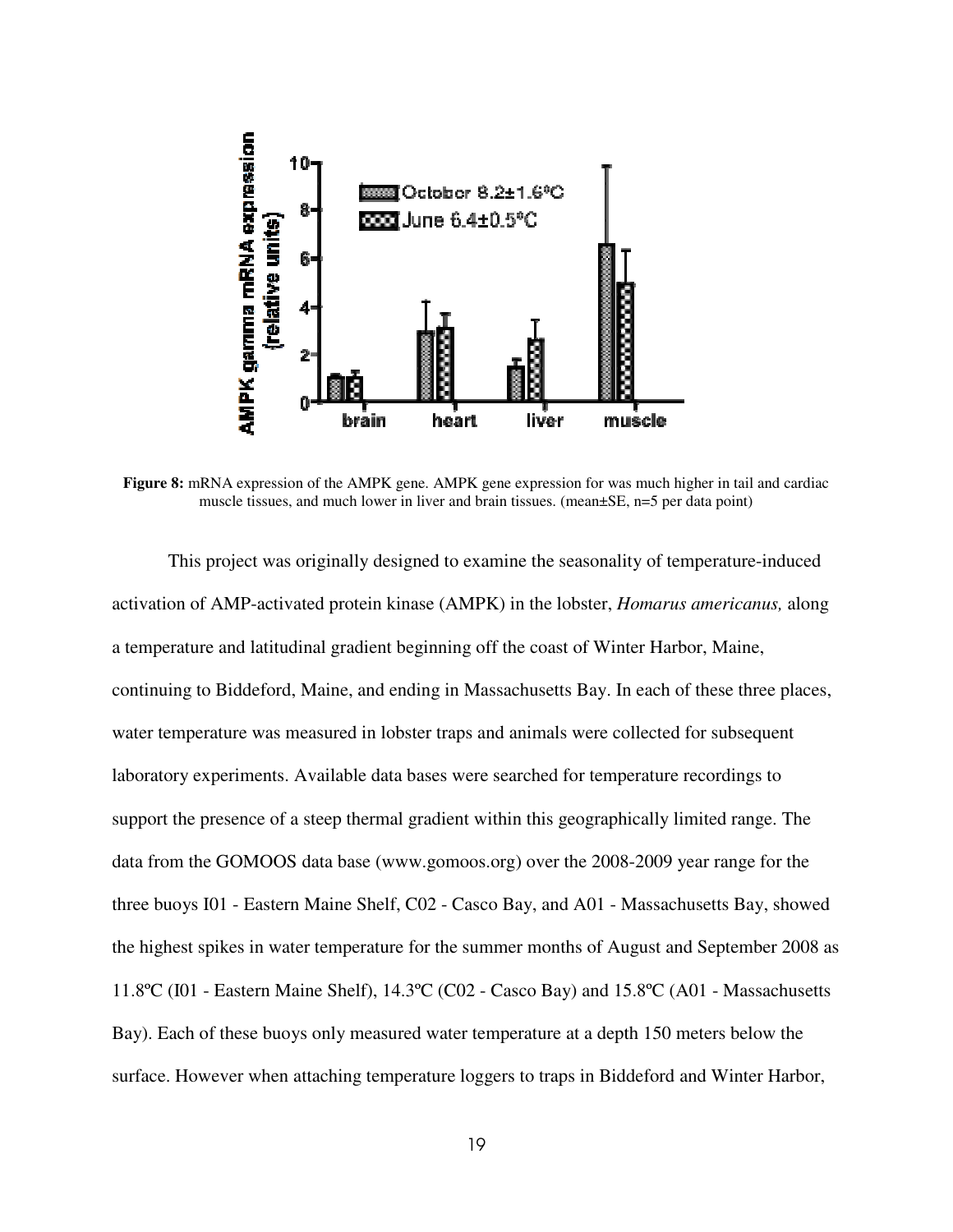**Figure 8:** mRNA expression of the AMPK gene. AMPK gene expression for was much higher in tail and cardiac muscle tissues, and much lower in liver and brain tissues. (mean±SE, n=5 per data point)

This project was originally designed to examine the seasonality of temperature-induced activation of AMP-activated protein kinase (AMPK) in the lobster, *Homarus americanus,* along a temperature and latitudinal gradient beginning off the coast of Winter Harbor, Maine, continuing to Biddeford, Maine, and ending in Massachusetts Bay. In each of these three places, water temperature was measured in lobster traps and animals were collected for subsequent laboratory experiments. Available data bases were searched for temperature recordings to support the presence of a steep thermal gradient within this geographically limited range. The data from the GOMOOS data base (www.gomoos.org) over the 2008-2009 year range for the three buoys I01 - Eastern Maine Shelf, C02 - Casco Bay, and A01 - Massachusetts Bay, showed the highest spikes in water temperature for the summer months of August and September 2008 as 11.8ºC (I01 - Eastern Maine Shelf), 14.3ºC (C02 - Casco Bay) and 15.8ºC (A01 - Massachusetts Bay). Each of these buoys only measured water temperature at a depth 150 meters below the surface. However when attaching temperature loggers to traps in Biddeford and Winter Harbor,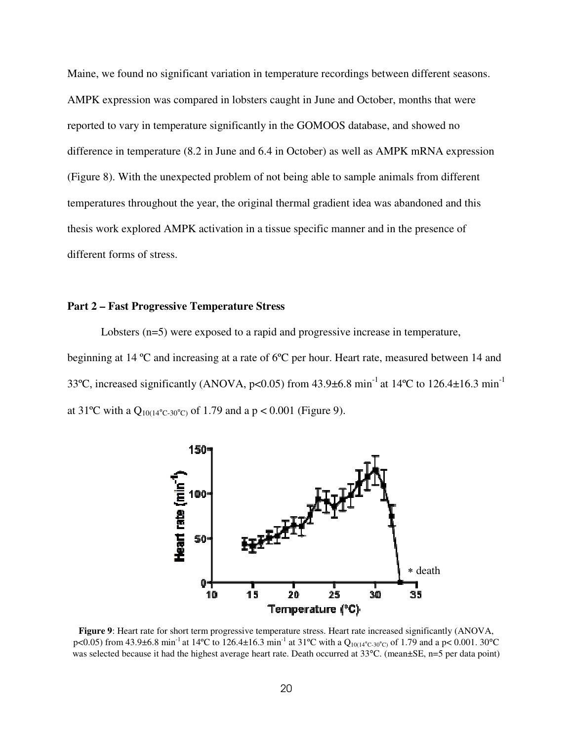Maine, we found no significant variation in temperature recordings between different seasons. AMPK expression was compared in lobsters caught in June and October, months that were reported to vary in temperature significantly in the GOMOOS database, and showed no difference in temperature (8.2 in June and 6.4 in October) as well as AMPK mRNA expression (Figure 8). With the unexpected problem of not being able to sample animals from different temperatures throughout the year, the original thermal gradient idea was abandoned and this thesis work explored AMPK activation in a tissue specific manner and in the presence of different forms of stress.

**Part 2 – Fast Progressive Temperature Stress**

Lobsters (n=5) were exposed to a rapid and progressive increase in temperature, beginning at 14 ºC and increasing at a rate of 6ºC per hour. Heart rate, measured between 14 and 33ºC, increased significantly (ANOVA, $p<0.05$) from 43.9±6.8 $min^{-1}$ at 14ºC to 126.4±16.3 $min^{-1}$ at 31ºC with a $Q_{10(14°C-30°C)}$ of 1.79 and a $p < 0.001$ (Figure 9).

**Figure 9**: Heart rate for short term progressive temperature stress. Heart rate increased significantly (ANOVA, $p<0.05$) from 43.9±6.8 $min^{-1}$ at 14ºC to 126.4±16.3 $min^{-1}$ at 31ºC with a $Q_{10(14°C-30°C)}$ of 1.79 and a $p< 0.001$. 30°C was selected because it had the highest average heart rate. Death occurred at 33°C. (mean±SE, n=5 per data point)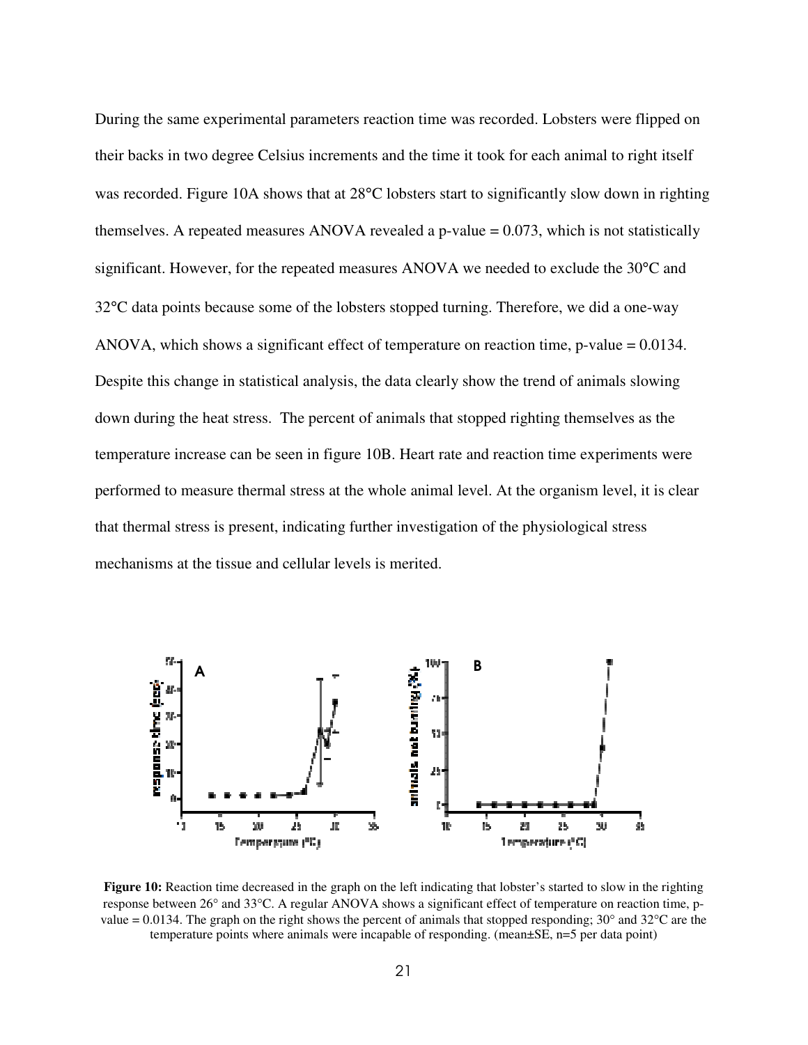During the same experimental parameters reaction time was recorded. Lobsters were flipped on their backs in two degree Celsius increments and the time it took for each animal to right itself was recorded. Figure 10A shows that at 28°C lobsters start to significantly slow down in righting themselves. A repeated measures ANOVA revealed a p-value = 0.073, which is not statistically significant. However, for the repeated measures ANOVA we needed to exclude the 30°C and 32°C data points because some of the lobsters stopped turning. Therefore, we did a one-way ANOVA, which shows a significant effect of temperature on reaction time, p-value = 0.0134. Despite this change in statistical analysis, the data clearly show the trend of animals slowing down during the heat stress. The percent of animals that stopped righting themselves as the temperature increase can be seen in figure 10B. Heart rate and reaction time experiments were performed to measure thermal stress at the whole animal level. At the organism level, it is clear that thermal stress is present, indicating further investigation of the physiological stress mechanisms at the tissue and cellular levels is merited.

**Figure 10:** Reaction time decreased in the graph on the left indicating that lobster's started to slow in the righting response between 26° and 33°C. A regular ANOVA shows a significant effect of temperature on reaction time, p-value = 0.0134. The graph on the right shows the percent of animals that stopped responding; 30° and 32°C are the temperature points where animals were incapable of responding. (mean±SE, n=5 per data point)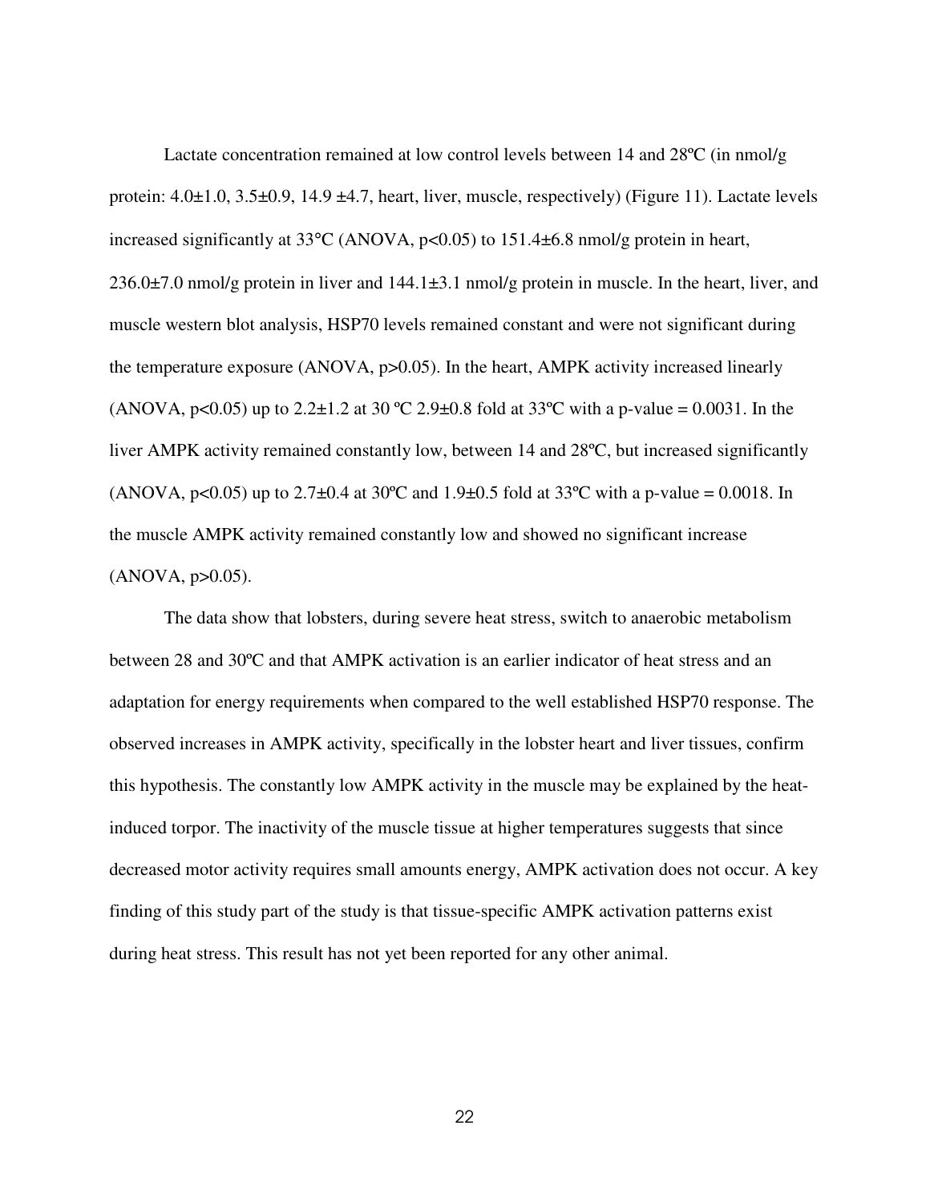Lactate concentration remained at low control levels between 14 and 28ºC (in nmol/g protein: 4.0±1.0, 3.5±0.9, 14.9 ±4.7, heart, liver, muscle, respectively) (Figure 11). Lactate levels increased significantly at 33°C (ANOVA, $p<0.05$) to 151.4±6.8 nmol/g protein in heart, 236.0±7.0 nmol/g protein in liver and 144.1±3.1 nmol/g protein in muscle. In the heart, liver, and muscle western blot analysis, HSP70 levels remained constant and were not significant during the temperature exposure (ANOVA, $p>0.05$). In the heart, AMPK activity increased linearly (ANOVA, $p<0.05$) up to 2.2±1.2 at 30 ºC 2.9±0.8 fold at 33ºC with a p-value = 0.0031. In the liver AMPK activity remained constantly low, between 14 and 28ºC, but increased significantly (ANOVA, $p<0.05$) up to 2.7±0.4 at 30ºC and 1.9±0.5 fold at 33ºC with a p-value = 0.0018. In the muscle AMPK activity remained constantly low and showed no significant increase (ANOVA, $p>0.05$).

The data show that lobsters, during severe heat stress, switch to anaerobic metabolism between 28 and 30ºC and that AMPK activation is an earlier indicator of heat stress and an adaptation for energy requirements when compared to the well established HSP70 response. The observed increases in AMPK activity, specifically in the lobster heart and liver tissues, confirm this hypothesis. The constantly low AMPK activity in the muscle may be explained by the heat-induced torpor. The inactivity of the muscle tissue at higher temperatures suggests that since decreased motor activity requires small amounts energy, AMPK activation does not occur. A key finding of this study part of the study is that tissue-specific AMPK activation patterns exist during heat stress. This result has not yet been reported for any other animal.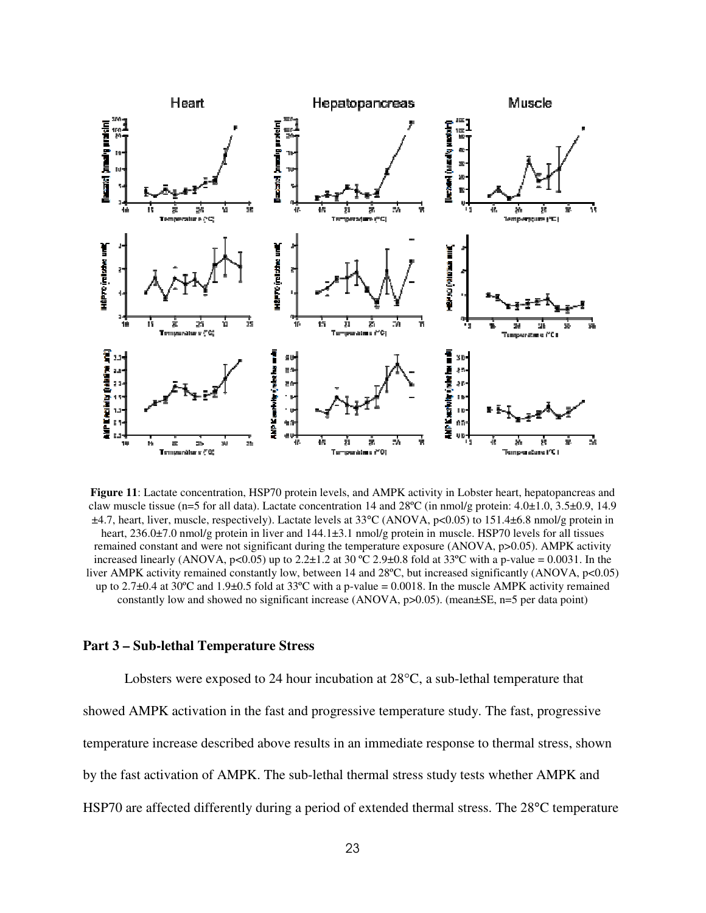**Figure 11**: Lactate concentration, HSP70 protein levels, and AMPK activity in Lobster heart, hepatopancreas and claw muscle tissue (n=5 for all data). Lactate concentration 14 and 28ºC (in nmol/g protein: 4.0±1.0, 3.5±0.9, 14.9 ±4.7, heart, liver, muscle, respectively). Lactate levels at 33°C (ANOVA, $p<0.05$) to 151.4±6.8 nmol/g protein in heart, 236.0±7.0 nmol/g protein in liver and 144.1±3.1 nmol/g protein in muscle. HSP70 levels for all tissues remained constant and were not significant during the temperature exposure (ANOVA, $p>0.05$). AMPK activity increased linearly (ANOVA, $p<0.05$) up to 2.2±1.2 at 30 ºC 2.9±0.8 fold at 33ºC with a p-value = 0.0031. In the liver AMPK activity remained constantly low, between 14 and 28ºC, but increased significantly (ANOVA, $p<0.05$) up to 2.7±0.4 at 30ºC and 1.9±0.5 fold at 33ºC with a p-value = 0.0018. In the muscle AMPK activity remained constantly low and showed no significant increase (ANOVA, $p>0.05$). (mean±SE, n=5 per data point)

### Part 3 – Sub-lethal Temperature Stress

Lobsters were exposed to 24 hour incubation at 28°C, a sub-lethal temperature that showed AMPK activation in the fast and progressive temperature study. The fast, progressive temperature increase described above results in an immediate response to thermal stress, shown by the fast activation of AMPK. The sub-lethal thermal stress study tests whether AMPK and HSP70 are affected differently during a period of extended thermal stress. The 28°C temperature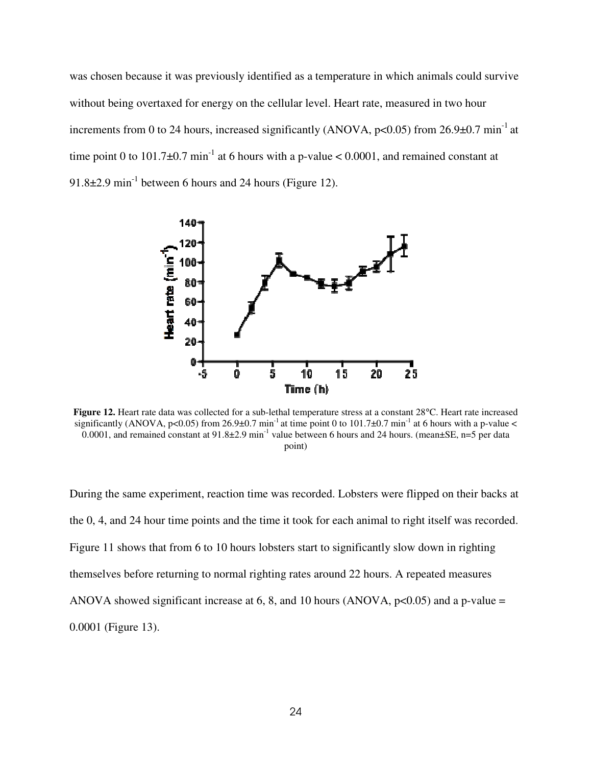was chosen because it was previously identified as a temperature in which animals could survive without being overtaxed for energy on the cellular level. Heart rate, measured in two hour increments from 0 to 24 hours, increased significantly (ANOVA, $p<0.05$) from $26.9\pm0.7$ $min^{-1}$ at time point 0 to $101.7\pm0.7$ $min^{-1}$ at 6 hours with a p-value $< 0.0001$, and remained constant at $91.8\pm2.9$ $min^{-1}$ between 6 hours and 24 hours (Figure 12).

**Figure 12.** Heart rate data was collected for a sub-lethal temperature stress at a constant 28°C. Heart rate increased significantly (ANOVA, $p<0.05$) from $26.9\pm0.7$ $min^{-1}$ at time point 0 to $101.7\pm0.7$ $min^{-1}$ at 6 hours with a p-value $< 0.0001$, and remained constant at $91.8\pm2.9$ $min^{-1}$ value between 6 hours and 24 hours. (mean±SE, n=5 per data point)

During the same experiment, reaction time was recorded. Lobsters were flipped on their backs at the 0, 4, and 24 hour time points and the time it took for each animal to right itself was recorded. Figure 11 shows that from 6 to 10 hours lobsters start to significantly slow down in righting themselves before returning to normal righting rates around 22 hours. A repeated measures ANOVA showed significant increase at 6, 8, and 10 hours (ANOVA, $p<0.05$) and a p-value = 0.0001 (Figure 13).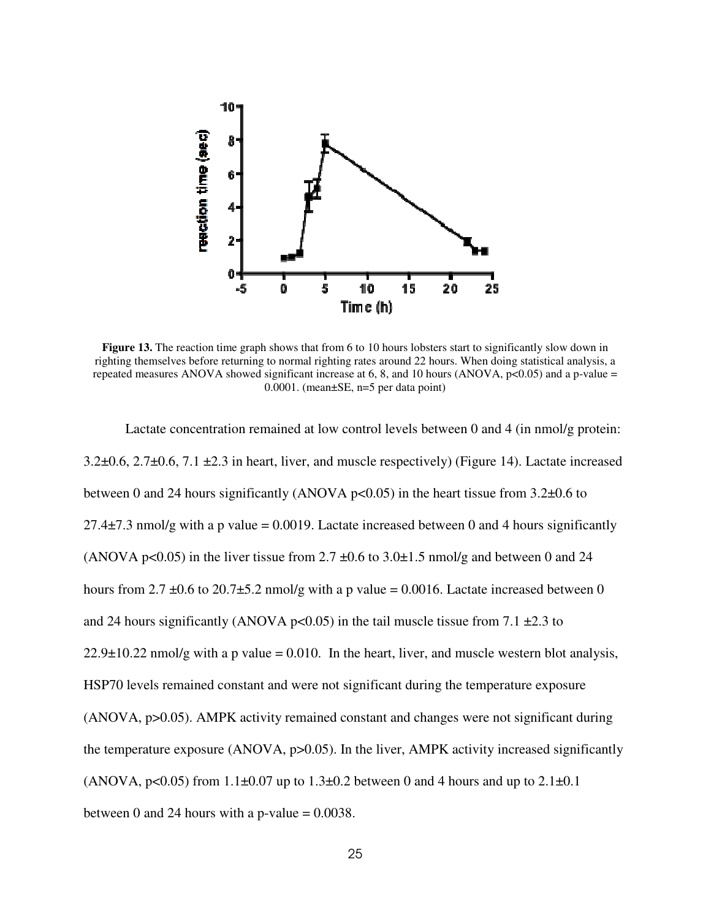**Figure 13.** The reaction time graph shows that from 6 to 10 hours lobsters start to significantly slow down in righting themselves before returning to normal righting rates around 22 hours. When doing statistical analysis, a repeated measures ANOVA showed significant increase at 6, 8, and 10 hours (ANOVA, $p<0.05$) and a p-value = 0.0001. (mean±SE, n=5 per data point)

Lactate concentration remained at low control levels between 0 and 4 (in nmol/g protein: 3.2±0.6, 2.7±0.6, 7.1 ±2.3 in heart, liver, and muscle respectively) (Figure 14). Lactate increased between 0 and 24 hours significantly (ANOVA $p<0.05$) in the heart tissue from 3.2±0.6 to 27.4±7.3 nmol/g with a p value = 0.0019. Lactate increased between 0 and 4 hours significantly (ANOVA $p<0.05$) in the liver tissue from 2.7 ±0.6 to 3.0±1.5 nmol/g and between 0 and 24 hours from 2.7 ±0.6 to 20.7±5.2 nmol/g with a p value = 0.0016. Lactate increased between 0 and 24 hours significantly (ANOVA $p<0.05$) in the tail muscle tissue from 7.1 ±2.3 to 22.9±10.22 nmol/g with a p value = 0.010. In the heart, liver, and muscle western blot analysis, HSP70 levels remained constant and were not significant during the temperature exposure (ANOVA, $p>0.05$). AMPK activity remained constant and changes were not significant during the temperature exposure (ANOVA, $p>0.05$). In the liver, AMPK activity increased significantly (ANOVA, $p<0.05$) from 1.1±0.07 up to 1.3±0.2 between 0 and 4 hours and up to 2.1±0.1 between 0 and 24 hours with a p-value = 0.0038.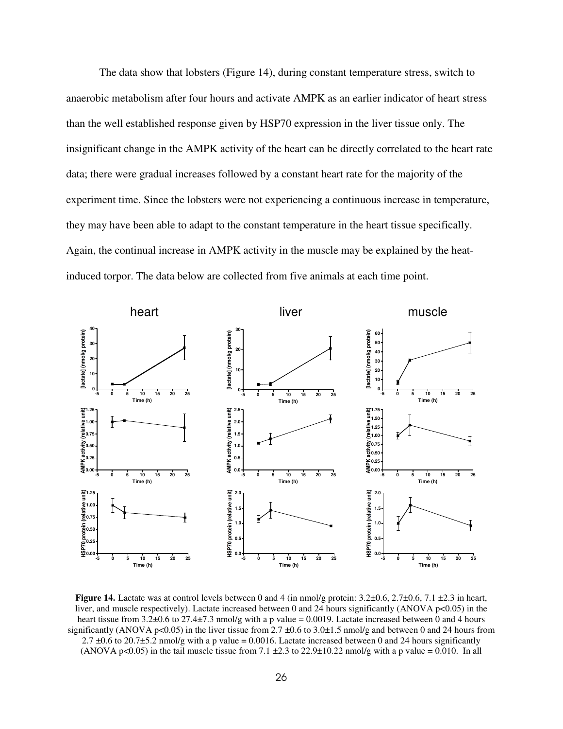The data show that lobsters (Figure 14), during constant temperature stress, switch to anaerobic metabolism after four hours and activate AMPK as an earlier indicator of heart stress than the well established response given by HSP70 expression in the liver tissue only. The insignificant change in the AMPK activity of the heart can be directly correlated to the heart rate data; there were gradual increases followed by a constant heart rate for the majority of the experiment time. Since the lobsters were not experiencing a continuous increase in temperature, they may have been able to adapt to the constant temperature in the heart tissue specifically. Again, the continual increase in AMPK activity in the muscle may be explained by the heat-induced torpor. The data below are collected from five animals at each time point.

**Figure 14.** Lactate was at control levels between 0 and 4 (in nmol/g protein: 3.2±0.6, 2.7±0.6, 7.1 ±2.3 in heart, liver, and muscle respectively). Lactate increased between 0 and 24 hours significantly (ANOVA $p<0.05$) in the heart tissue from 3.2±0.6 to 27.4±7.3 nmol/g with a p value = 0.0019. Lactate increased between 0 and 4 hours significantly (ANOVA $p<0.05$) in the liver tissue from 2.7 ±0.6 to 3.0±1.5 nmol/g and between 0 and 24 hours from 2.7 ±0.6 to 20.7±5.2 nmol/g with a p value = 0.0016. Lactate increased between 0 and 24 hours significantly (ANOVA $p<0.05$) in the tail muscle tissue from 7.1 ±2.3 to 22.9±10.22 nmol/g with a p value = 0.010. In all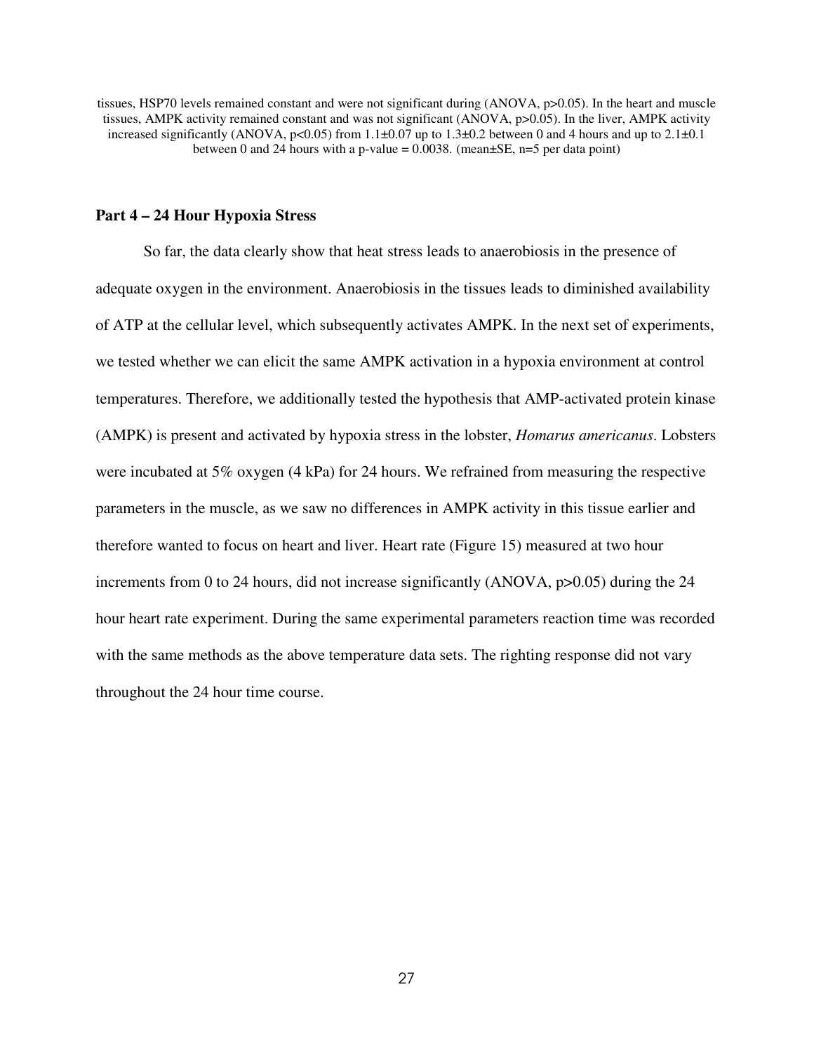tissues, HSP70 levels remained constant and were not significant during (ANOVA, $p>0.05$). In the heart and muscle tissues, AMPK activity remained constant and was not significant (ANOVA, $p>0.05$). In the liver, AMPK activity increased significantly (ANOVA, $p<0.05$) from $1.1\pm0.07$ up to $1.3\pm0.2$ between 0 and 4 hours and up to $2.1\pm0.1$ between 0 and 24 hours with a p-value = 0.0038. (mean±SE, n=5 per data point)

### Part 4 – 24 Hour Hypoxia Stress

So far, the data clearly show that heat stress leads to anaerobiosis in the presence of adequate oxygen in the environment. Anaerobiosis in the tissues leads to diminished availability of ATP at the cellular level, which subsequently activates AMPK. In the next set of experiments, we tested whether we can elicit the same AMPK activation in a hypoxia environment at control temperatures. Therefore, we additionally tested the hypothesis that AMP-activated protein kinase (AMPK) is present and activated by hypoxia stress in the lobster, *Homarus americanus*. Lobsters were incubated at 5% oxygen (4 kPa) for 24 hours. We refrained from measuring the respective parameters in the muscle, as we saw no differences in AMPK activity in this tissue earlier and therefore wanted to focus on heart and liver. Heart rate (Figure 15) measured at two hour increments from 0 to 24 hours, did not increase significantly (ANOVA, $p>0.05$) during the 24 hour heart rate experiment. During the same experimental parameters reaction time was recorded with the same methods as the above temperature data sets. The righting response did not vary throughout the 24 hour time course.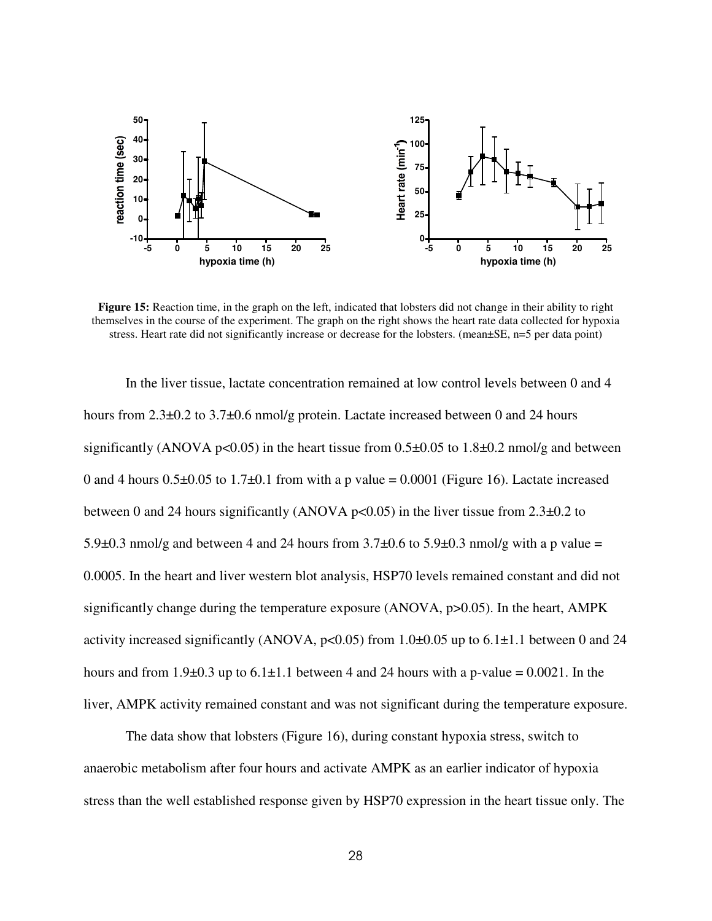**Figure 15:** Reaction time, in the graph on the left, indicated that lobsters did not change in their ability to right themselves in the course of the experiment. The graph on the right shows the heart rate data collected for hypoxia stress. Heart rate did not significantly increase or decrease for the lobsters. (mean±SE, n=5 per data point)

In the liver tissue, lactate concentration remained at low control levels between 0 and 4 hours from 2.3±0.2 to 3.7±0.6 nmol/g protein. Lactate increased between 0 and 24 hours significantly (ANOVA $p<0.05$) in the heart tissue from 0.5±0.05 to 1.8±0.2 nmol/g and between 0 and 4 hours 0.5±0.05 to 1.7±0.1 from with a p value = 0.0001 (Figure 16). Lactate increased between 0 and 24 hours significantly (ANOVA $p<0.05$) in the liver tissue from 2.3±0.2 to 5.9±0.3 nmol/g and between 4 and 24 hours from 3.7±0.6 to 5.9±0.3 nmol/g with a p value = 0.0005. In the heart and liver western blot analysis, HSP70 levels remained constant and did not significantly change during the temperature exposure (ANOVA, $p>0.05$). In the heart, AMPK activity increased significantly (ANOVA, $p<0.05$) from 1.0±0.05 up to 6.1±1.1 between 0 and 24 hours and from 1.9±0.3 up to 6.1±1.1 between 4 and 24 hours with a p-value = 0.0021. In the liver, AMPK activity remained constant and was not significant during the temperature exposure.

The data show that lobsters (Figure 16), during constant hypoxia stress, switch to anaerobic metabolism after four hours and activate AMPK as an earlier indicator of hypoxia stress than the well established response given by HSP70 expression in the heart tissue only. The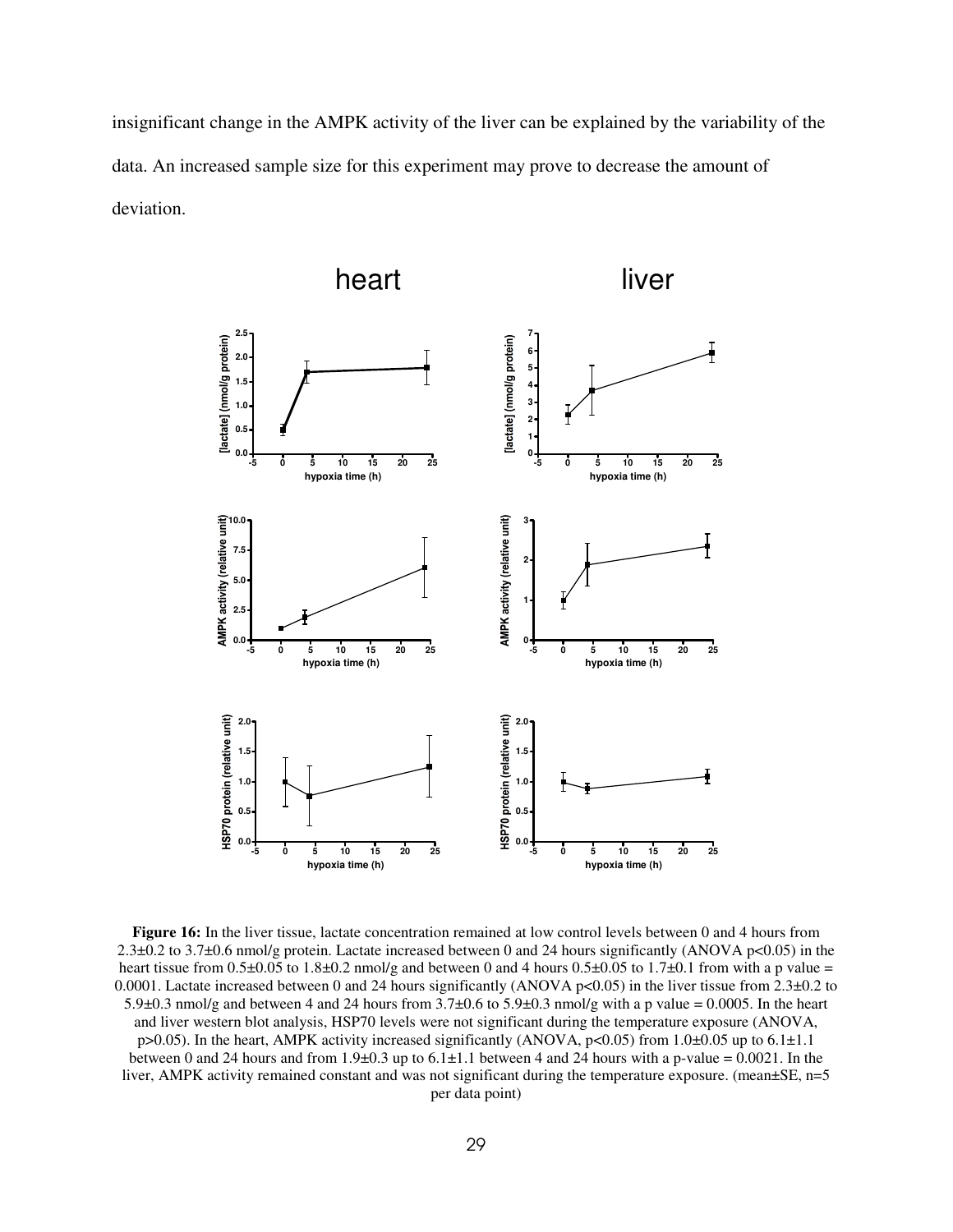insignificant change in the AMPK activity of the liver can be explained by the variability of the data. An increased sample size for this experiment may prove to decrease the amount of deviation.

**Figure 16:** In the liver tissue, lactate concentration remained at low control levels between 0 and 4 hours from 2.3±0.2 to 3.7±0.6 nmol/g protein. Lactate increased between 0 and 24 hours significantly (ANOVA $p<0.05$) in the heart tissue from 0.5±0.05 to 1.8±0.2 nmol/g and between 0 and 4 hours 0.5±0.05 to 1.7±0.1 from with a p value = 0.0001. Lactate increased between 0 and 24 hours significantly (ANOVA $p<0.05$) in the liver tissue from 2.3±0.2 to 5.9±0.3 nmol/g and between 4 and 24 hours from 3.7±0.6 to 5.9±0.3 nmol/g with a p value = 0.0005. In the heart and liver western blot analysis, HSP70 levels were not significant during the temperature exposure (ANOVA, $p>0.05$). In the heart, AMPK activity increased significantly (ANOVA, $p<0.05$) from 1.0±0.05 up to 6.1±1.1 between 0 and 24 hours and from 1.9±0.3 up to 6.1±1.1 between 4 and 24 hours with a p-value = 0.0021. In the liver, AMPK activity remained constant and was not significant during the temperature exposure. (mean±SE, n=5 per data point)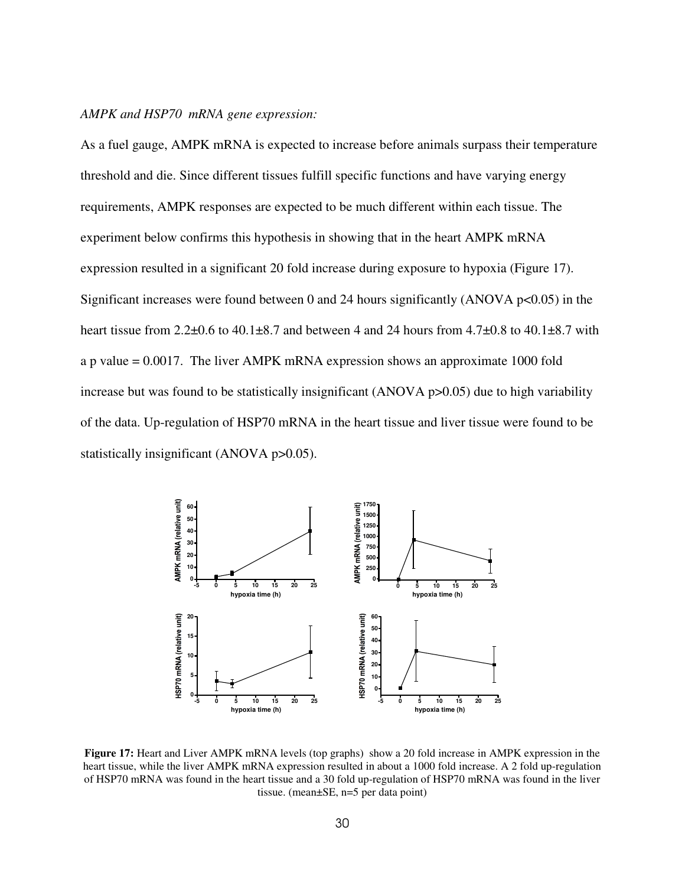*AMPK and HSP70 mRNA gene expression:*

As a fuel gauge, AMPK mRNA is expected to increase before animals surpass their temperature threshold and die. Since different tissues fulfill specific functions and have varying energy requirements, AMPK responses are expected to be much different within each tissue. The experiment below confirms this hypothesis in showing that in the heart AMPK mRNA expression resulted in a significant 20 fold increase during exposure to hypoxia (Figure 17). Significant increases were found between 0 and 24 hours significantly (ANOVA $p<0.05$) in the heart tissue from 2.2±0.6 to 40.1±8.7 and between 4 and 24 hours from 4.7±0.8 to 40.1±8.7 with a p value = 0.0017. The liver AMPK mRNA expression shows an approximate 1000 fold increase but was found to be statistically insignificant (ANOVA $p>0.05$) due to high variability of the data. Up-regulation of HSP70 mRNA in the heart tissue and liver tissue were found to be statistically insignificant (ANOVA $p>0.05$).

**Figure 17:** Heart and Liver AMPK mRNA levels (top graphs) show a 20 fold increase in AMPK expression in the heart tissue, while the liver AMPK mRNA expression resulted in about a 1000 fold increase. A 2 fold up-regulation of HSP70 mRNA was found in the heart tissue and a 30 fold up-regulation of HSP70 mRNA was found in the liver tissue. (mean±SE, n=5 per data point)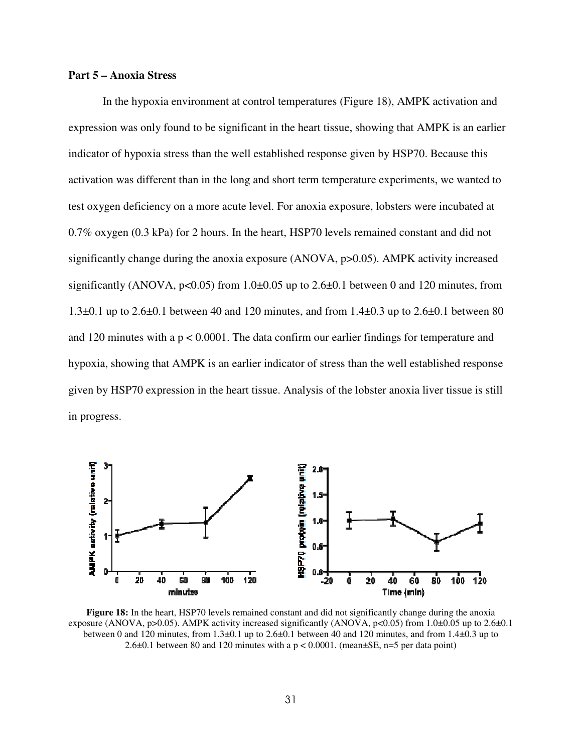**Part 5 – Anoxia Stress**

In the hypoxia environment at control temperatures (Figure 18), AMPK activation and expression was only found to be significant in the heart tissue, showing that AMPK is an earlier indicator of hypoxia stress than the well established response given by HSP70. Because this activation was different than in the long and short term temperature experiments, we wanted to test oxygen deficiency on a more acute level. For anoxia exposure, lobsters were incubated at 0.7% oxygen (0.3 kPa) for 2 hours. In the heart, HSP70 levels remained constant and did not significantly change during the anoxia exposure (ANOVA, $p>0.05$). AMPK activity increased significantly (ANOVA, $p<0.05$) from $1.0\pm0.05$ up to $2.6\pm0.1$ between 0 and 120 minutes, from $1.3\pm0.1$ up to $2.6\pm0.1$ between 40 and 120 minutes, and from $1.4\pm0.3$ up to $2.6\pm0.1$ between 80 and 120 minutes with a $p < 0.0001$. The data confirm our earlier findings for temperature and hypoxia, showing that AMPK is an earlier indicator of stress than the well established response given by HSP70 expression in the heart tissue. Analysis of the lobster anoxia liver tissue is still in progress.

**Figure 18:** In the heart, HSP70 levels remained constant and did not significantly change during the anoxia exposure (ANOVA, $p>0.05$). AMPK activity increased significantly (ANOVA, $p<0.05$) from $1.0\pm0.05$ up to $2.6\pm0.1$ between 0 and 120 minutes, from $1.3\pm0.1$ up to $2.6\pm0.1$ between 40 and 120 minutes, and from $1.4\pm0.3$ up to $2.6\pm0.1$ between 80 and 120 minutes with a $p < 0.0001$. (mean±SE, n=5 per data point)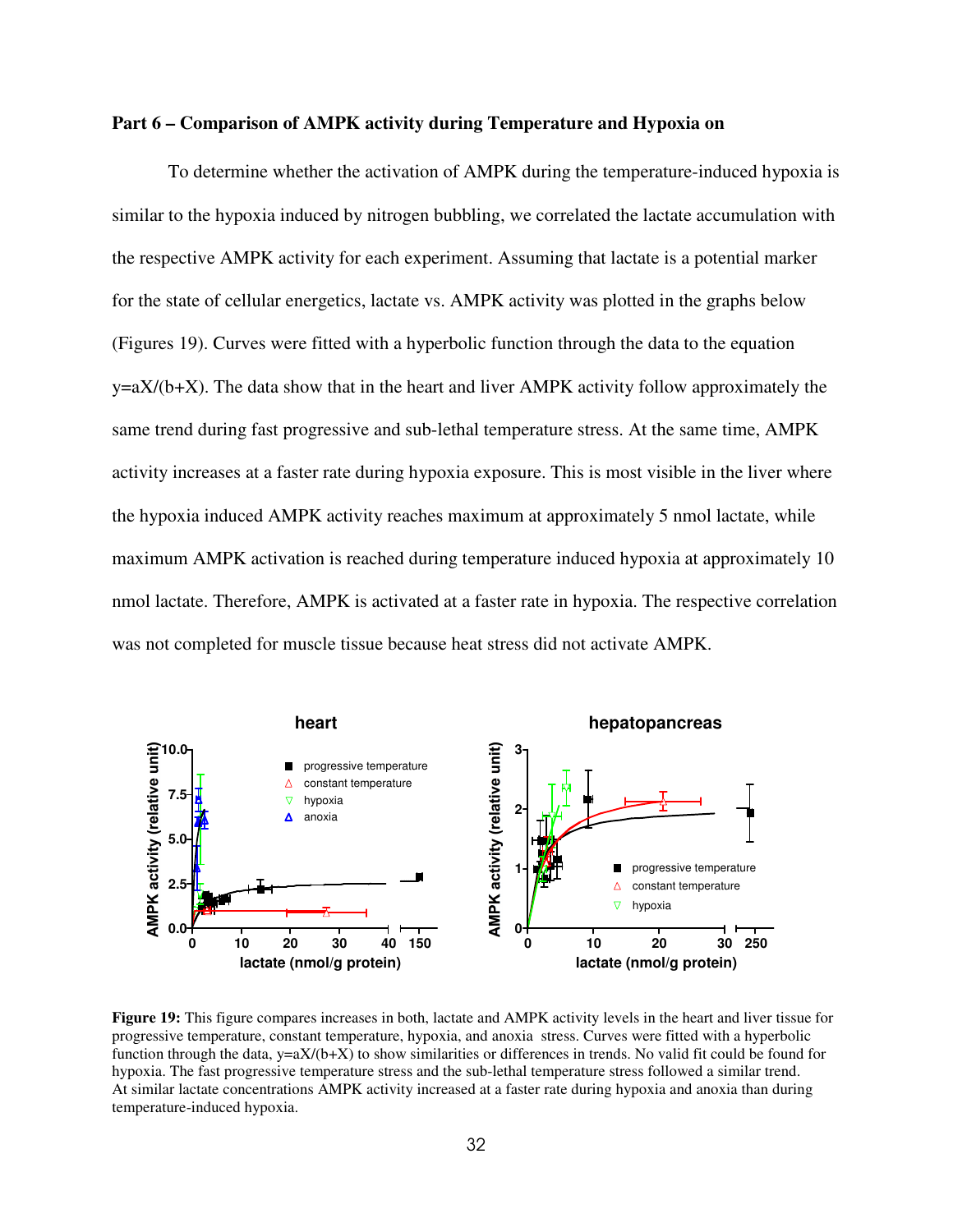## Part 6 – Comparison of AMPK activity during Temperature and Hypoxia on

To determine whether the activation of AMPK during the temperature-induced hypoxia is similar to the hypoxia induced by nitrogen bubbling, we correlated the lactate accumulation with the respective AMPK activity for each experiment. Assuming that lactate is a potential marker for the state of cellular energetics, lactate vs. AMPK activity was plotted in the graphs below (Figures 19). Curves were fitted with a hyperbolic function through the data to the equation $y=aX/(b+X)$. The data show that in the heart and liver AMPK activity follow approximately the same trend during fast progressive and sub-lethal temperature stress. At the same time, AMPK activity increases at a faster rate during hypoxia exposure. This is most visible in the liver where the hypoxia induced AMPK activity reaches maximum at approximately 5 nmol lactate, while maximum AMPK activation is reached during temperature induced hypoxia at approximately 10 nmol lactate. Therefore, AMPK is activated at a faster rate in hypoxia. The respective correlation was not completed for muscle tissue because heat stress did not activate AMPK.

**Figure 19:** This figure compares increases in both, lactate and AMPK activity levels in the heart and liver tissue for progressive temperature, constant temperature, hypoxia, and anoxia stress. Curves were fitted with a hyperbolic function through the data, $y=aX/(b+X)$ to show similarities or differences in trends. No valid fit could be found for hypoxia. The fast progressive temperature stress and the sub-lethal temperature stress followed a similar trend. At similar lactate concentrations AMPK activity increased at a faster rate during hypoxia and anoxia than during temperature-induced hypoxia.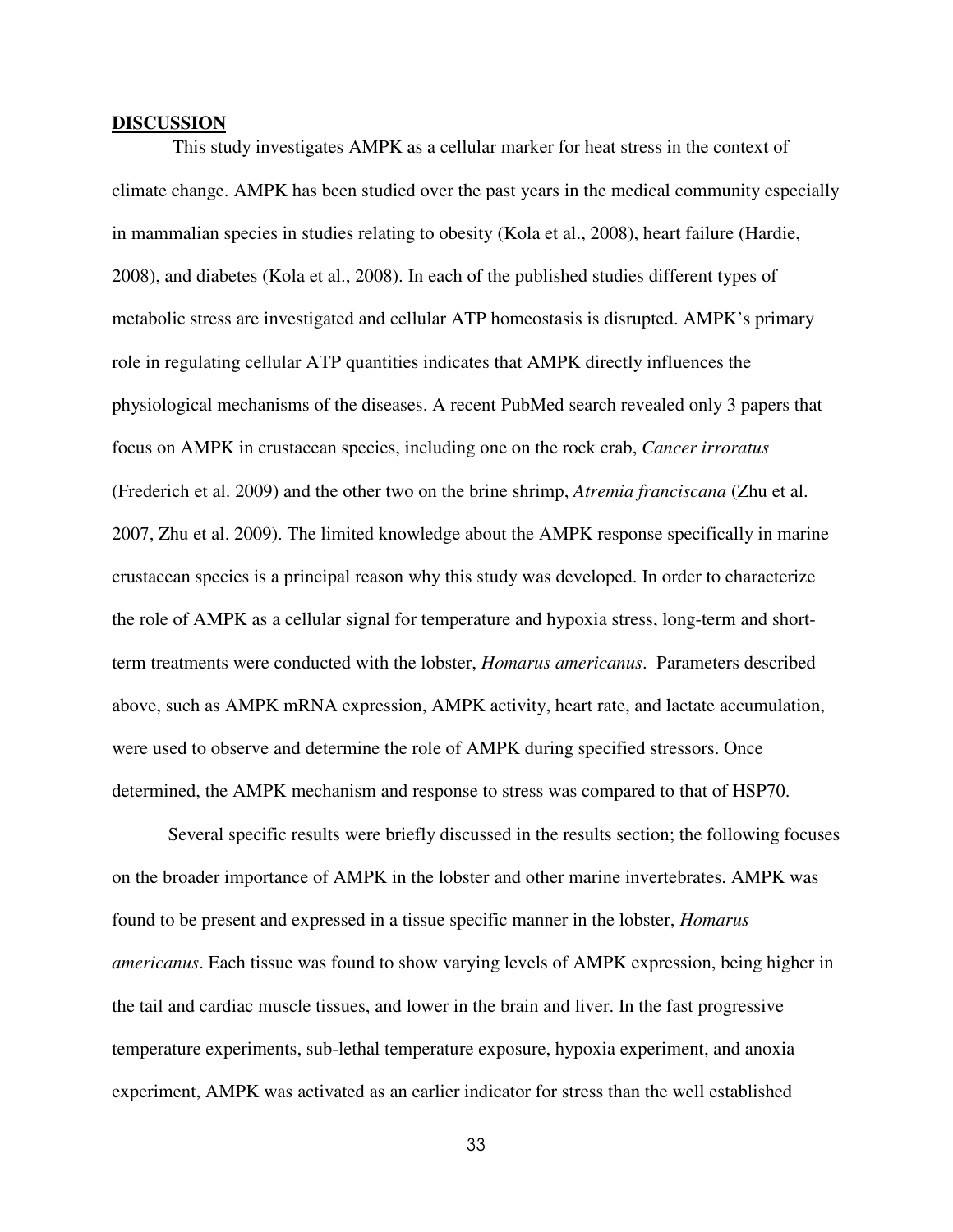**DISCUSSION**

This study investigates AMPK as a cellular marker for heat stress in the context of climate change. AMPK has been studied over the past years in the medical community especially in mammalian species in studies relating to obesity (Kola et al., 2008), heart failure (Hardie, 2008), and diabetes (Kola et al., 2008). In each of the published studies different types of metabolic stress are investigated and cellular ATP homeostasis is disrupted. AMPK's primary role in regulating cellular ATP quantities indicates that AMPK directly influences the physiological mechanisms of the diseases. A recent PubMed search revealed only 3 papers that focus on AMPK in crustacean species, including one on the rock crab, *Cancer irroratus* (Frederich et al. 2009) and the other two on the brine shrimp, *Atremia franciscana* (Zhu et al. 2007, Zhu et al. 2009). The limited knowledge about the AMPK response specifically in marine crustacean species is a principal reason why this study was developed. In order to characterize the role of AMPK as a cellular signal for temperature and hypoxia stress, long-term and short-term treatments were conducted with the lobster, *Homarus americanus*. Parameters described above, such as AMPK mRNA expression, AMPK activity, heart rate, and lactate accumulation, were used to observe and determine the role of AMPK during specified stressors. Once determined, the AMPK mechanism and response to stress was compared to that of HSP70.

Several specific results were briefly discussed in the results section; the following focuses on the broader importance of AMPK in the lobster and other marine invertebrates. AMPK was found to be present and expressed in a tissue specific manner in the lobster, *Homarus americanus*. Each tissue was found to show varying levels of AMPK expression, being higher in the tail and cardiac muscle tissues, and lower in the brain and liver. In the fast progressive temperature experiments, sub-lethal temperature exposure, hypoxia experiment, and anoxia experiment, AMPK was activated as an earlier indicator for stress than the well established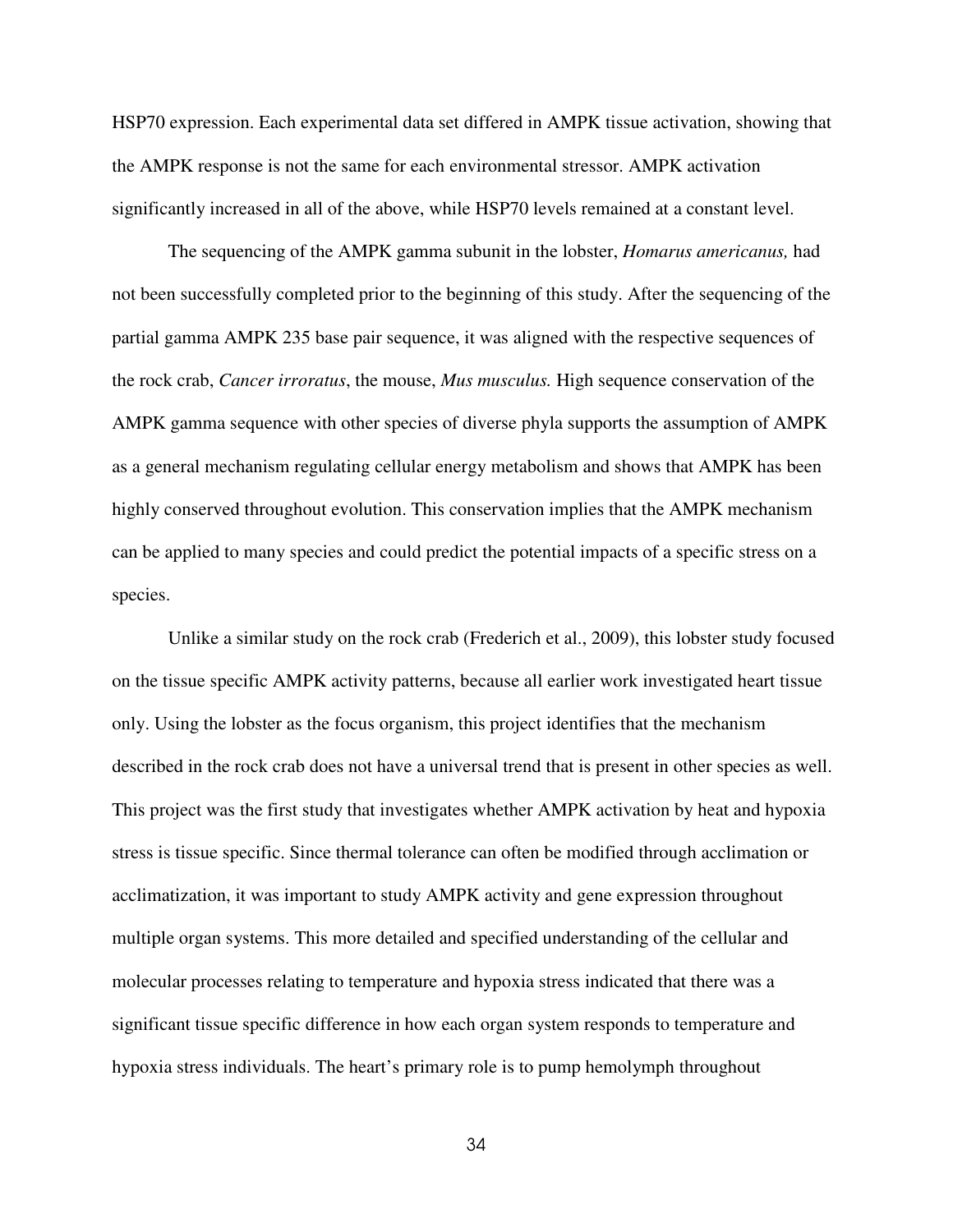HSP70 expression. Each experimental data set differed in AMPK tissue activation, showing that the AMPK response is not the same for each environmental stressor. AMPK activation significantly increased in all of the above, while HSP70 levels remained at a constant level.

The sequencing of the AMPK gamma subunit in the lobster, *Homarus americanus,* had not been successfully completed prior to the beginning of this study. After the sequencing of the partial gamma AMPK 235 base pair sequence, it was aligned with the respective sequences of the rock crab, *Cancer irroratus*, the mouse, *Mus musculus.* High sequence conservation of the AMPK gamma sequence with other species of diverse phyla supports the assumption of AMPK as a general mechanism regulating cellular energy metabolism and shows that AMPK has been highly conserved throughout evolution. This conservation implies that the AMPK mechanism can be applied to many species and could predict the potential impacts of a specific stress on a species.

Unlike a similar study on the rock crab (Frederich et al., 2009), this lobster study focused on the tissue specific AMPK activity patterns, because all earlier work investigated heart tissue only. Using the lobster as the focus organism, this project identifies that the mechanism described in the rock crab does not have a universal trend that is present in other species as well. This project was the first study that investigates whether AMPK activation by heat and hypoxia stress is tissue specific. Since thermal tolerance can often be modified through acclimation or acclimatization, it was important to study AMPK activity and gene expression throughout multiple organ systems. This more detailed and specified understanding of the cellular and molecular processes relating to temperature and hypoxia stress indicated that there was a significant tissue specific difference in how each organ system responds to temperature and hypoxia stress individuals. The heart's primary role is to pump hemolymph throughout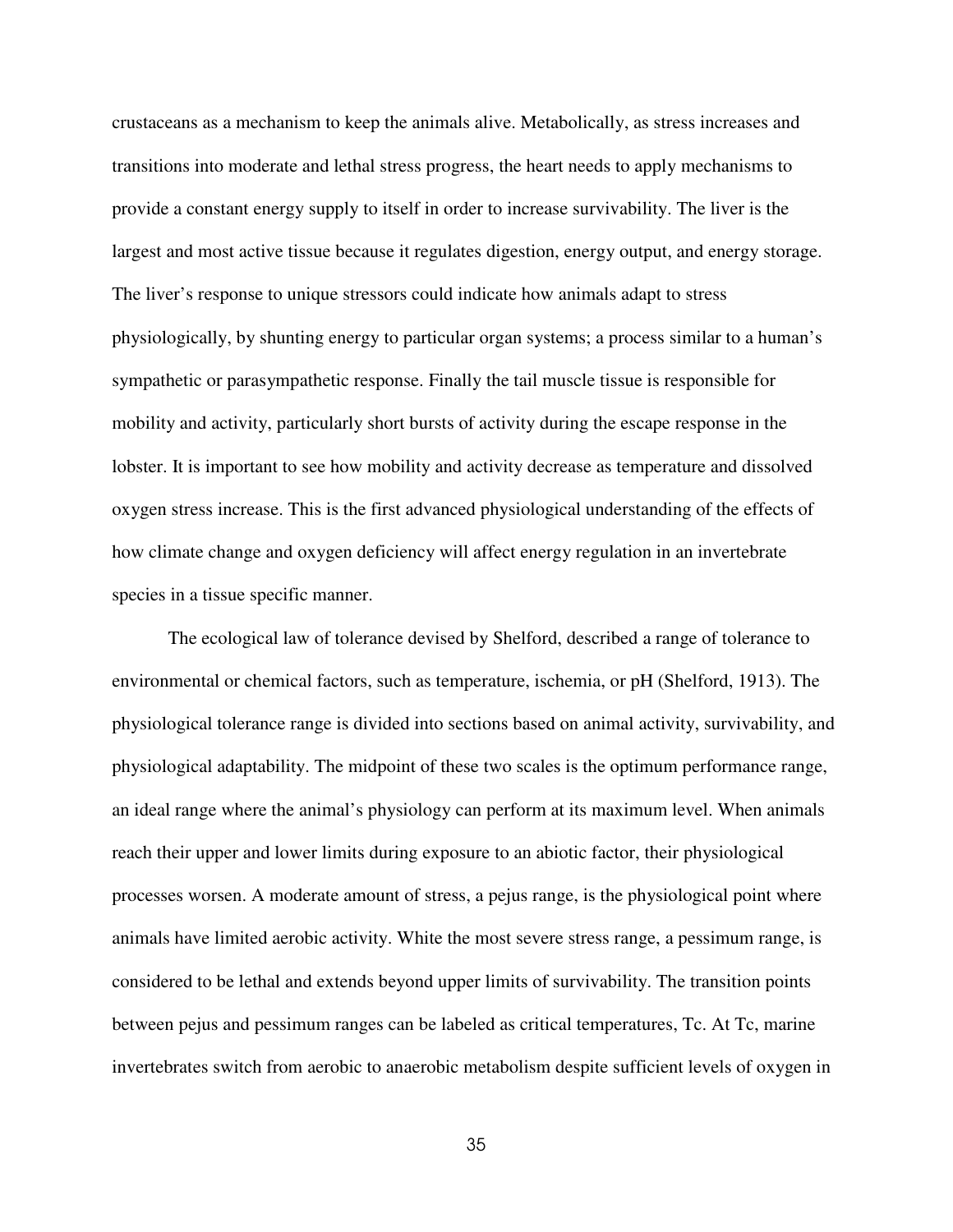crustaceans as a mechanism to keep the animals alive. Metabolically, as stress increases and transitions into moderate and lethal stress progress, the heart needs to apply mechanisms to provide a constant energy supply to itself in order to increase survivability. The liver is the largest and most active tissue because it regulates digestion, energy output, and energy storage. The liver's response to unique stressors could indicate how animals adapt to stress physiologically, by shunting energy to particular organ systems; a process similar to a human's sympathetic or parasympathetic response. Finally the tail muscle tissue is responsible for mobility and activity, particularly short bursts of activity during the escape response in the lobster. It is important to see how mobility and activity decrease as temperature and dissolved oxygen stress increase. This is the first advanced physiological understanding of the effects of how climate change and oxygen deficiency will affect energy regulation in an invertebrate species in a tissue specific manner.

The ecological law of tolerance devised by Shelford, described a range of tolerance to environmental or chemical factors, such as temperature, ischemia, or pH (Shelford, 1913). The physiological tolerance range is divided into sections based on animal activity, survivability, and physiological adaptability. The midpoint of these two scales is the optimum performance range, an ideal range where the animal's physiology can perform at its maximum level. When animals reach their upper and lower limits during exposure to an abiotic factor, their physiological processes worsen. A moderate amount of stress, a pejus range, is the physiological point where animals have limited aerobic activity. White the most severe stress range, a pessimum range, is considered to be lethal and extends beyond upper limits of survivability. The transition points between pejus and pessimum ranges can be labeled as critical temperatures, Tc. At Tc, marine invertebrates switch from aerobic to anaerobic metabolism despite sufficient levels of oxygen in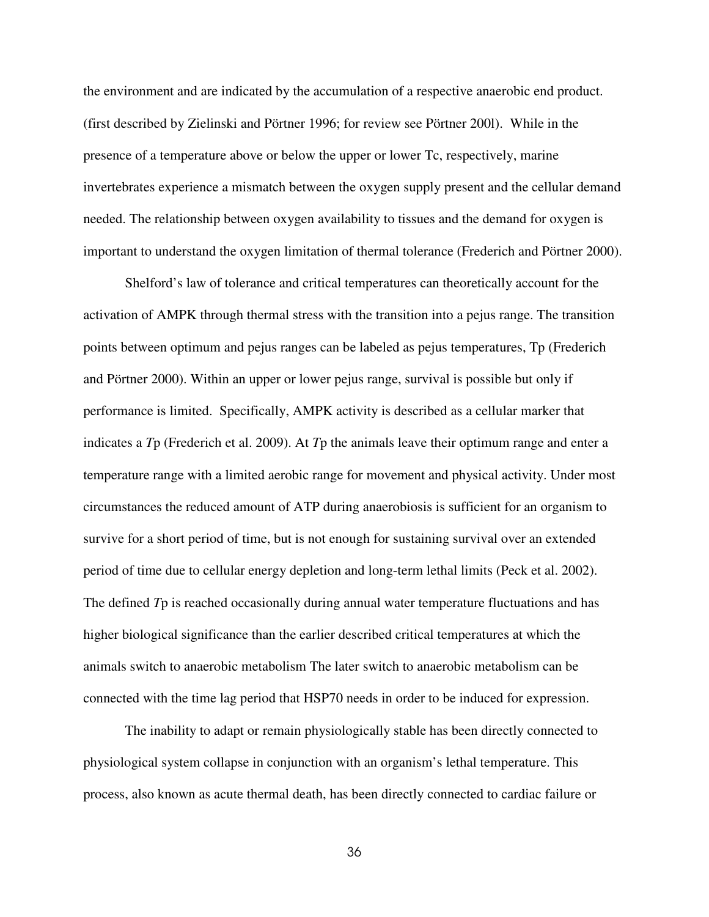the environment and are indicated by the accumulation of a respective anaerobic end product. (first described by Zielinski and Pörtner 1996; for review see Pörtner 200l). While in the presence of a temperature above or below the upper or lower Tc, respectively, marine invertebrates experience a mismatch between the oxygen supply present and the cellular demand needed. The relationship between oxygen availability to tissues and the demand for oxygen is important to understand the oxygen limitation of thermal tolerance (Frederich and Pörtner 2000).

Shelford's law of tolerance and critical temperatures can theoretically account for the activation of AMPK through thermal stress with the transition into a pejus range. The transition points between optimum and pejus ranges can be labeled as pejus temperatures, Tp (Frederich and Pörtner 2000). Within an upper or lower pejus range, survival is possible but only if performance is limited. Specifically, AMPK activity is described as a cellular marker that indicates a *T*p (Frederich et al. 2009). At *T*p the animals leave their optimum range and enter a temperature range with a limited aerobic range for movement and physical activity. Under most circumstances the reduced amount of ATP during anaerobiosis is sufficient for an organism to survive for a short period of time, but is not enough for sustaining survival over an extended period of time due to cellular energy depletion and long-term lethal limits (Peck et al. 2002). The defined *T*p is reached occasionally during annual water temperature fluctuations and has higher biological significance than the earlier described critical temperatures at which the animals switch to anaerobic metabolism The later switch to anaerobic metabolism can be connected with the time lag period that HSP70 needs in order to be induced for expression.

The inability to adapt or remain physiologically stable has been directly connected to physiological system collapse in conjunction with an organism's lethal temperature. This process, also known as acute thermal death, has been directly connected to cardiac failure or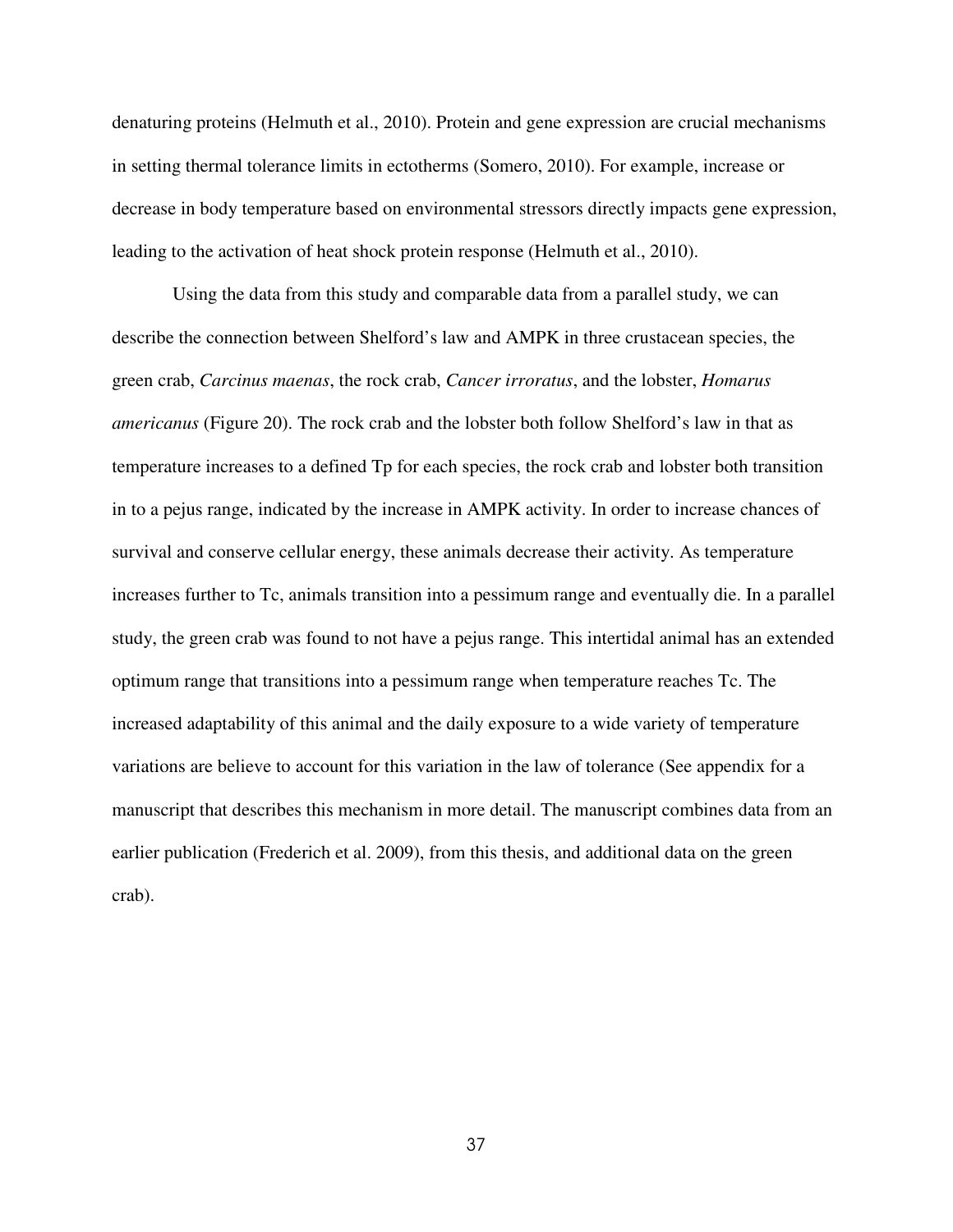denaturing proteins (Helmuth et al., 2010). Protein and gene expression are crucial mechanisms in setting thermal tolerance limits in ectotherms (Somero, 2010). For example, increase or decrease in body temperature based on environmental stressors directly impacts gene expression, leading to the activation of heat shock protein response (Helmuth et al., 2010).

Using the data from this study and comparable data from a parallel study, we can describe the connection between Shelford's law and AMPK in three crustacean species, the green crab, *Carcinus maenas*, the rock crab, *Cancer irroratus*, and the lobster, *Homarus americanus* (Figure 20). The rock crab and the lobster both follow Shelford's law in that as temperature increases to a defined Tp for each species, the rock crab and lobster both transition in to a pejus range, indicated by the increase in AMPK activity. In order to increase chances of survival and conserve cellular energy, these animals decrease their activity. As temperature increases further to Tc, animals transition into a pessimum range and eventually die. In a parallel study, the green crab was found to not have a pejus range. This intertidal animal has an extended optimum range that transitions into a pessimum range when temperature reaches Tc. The increased adaptability of this animal and the daily exposure to a wide variety of temperature variations are believe to account for this variation in the law of tolerance (See appendix for a manuscript that describes this mechanism in more detail. The manuscript combines data from an earlier publication (Frederich et al. 2009), from this thesis, and additional data on the green crab).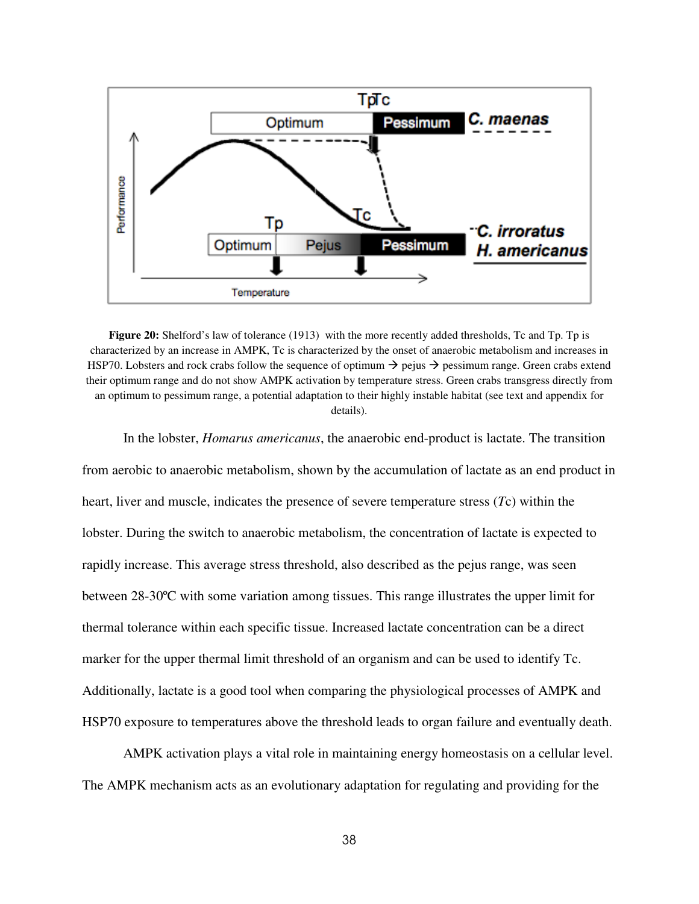**Figure 20:** Shelford's law of tolerance (1913) with the more recently added thresholds, Tc and Tp. Tp is characterized by an increase in AMPK, Tc is characterized by the onset of anaerobic metabolism and increases in HSP70. Lobsters and rock crabs follow the sequence of optimum → pejus → pessimum range. Green crabs extend their optimum range and do not show AMPK activation by temperature stress. Green crabs transgress directly from an optimum to pessimum range, a potential adaptation to their highly instable habitat (see text and appendix for details).

In the lobster, *Homarus americanus*, the anaerobic end-product is lactate. The transition from aerobic to anaerobic metabolism, shown by the accumulation of lactate as an end product in heart, liver and muscle, indicates the presence of severe temperature stress (*T*c) within the lobster. During the switch to anaerobic metabolism, the concentration of lactate is expected to rapidly increase. This average stress threshold, also described as the pejus range, was seen between 28-30ºC with some variation among tissues. This range illustrates the upper limit for thermal tolerance within each specific tissue. Increased lactate concentration can be a direct marker for the upper thermal limit threshold of an organism and can be used to identify Tc. Additionally, lactate is a good tool when comparing the physiological processes of AMPK and HSP70 exposure to temperatures above the threshold leads to organ failure and eventually death.

AMPK activation plays a vital role in maintaining energy homeostasis on a cellular level. The AMPK mechanism acts as an evolutionary adaptation for regulating and providing for the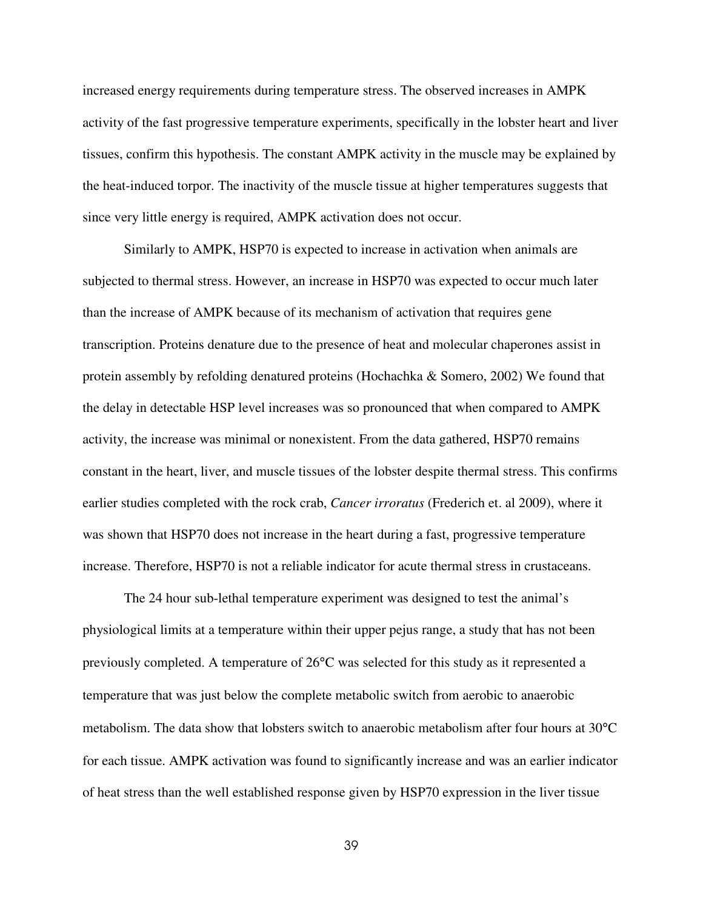increased energy requirements during temperature stress. The observed increases in AMPK activity of the fast progressive temperature experiments, specifically in the lobster heart and liver tissues, confirm this hypothesis. The constant AMPK activity in the muscle may be explained by the heat-induced torpor. The inactivity of the muscle tissue at higher temperatures suggests that since very little energy is required, AMPK activation does not occur.

Similarly to AMPK, HSP70 is expected to increase in activation when animals are subjected to thermal stress. However, an increase in HSP70 was expected to occur much later than the increase of AMPK because of its mechanism of activation that requires gene transcription. Proteins denature due to the presence of heat and molecular chaperones assist in protein assembly by refolding denatured proteins (Hochachka & Somero, 2002) We found that the delay in detectable HSP level increases was so pronounced that when compared to AMPK activity, the increase was minimal or nonexistent. From the data gathered, HSP70 remains constant in the heart, liver, and muscle tissues of the lobster despite thermal stress. This confirms earlier studies completed with the rock crab, *Cancer irroratus* (Frederich et. al 2009), where it was shown that HSP70 does not increase in the heart during a fast, progressive temperature increase. Therefore, HSP70 is not a reliable indicator for acute thermal stress in crustaceans.

The 24 hour sub-lethal temperature experiment was designed to test the animal's physiological limits at a temperature within their upper pejus range, a study that has not been previously completed. A temperature of 26°C was selected for this study as it represented a temperature that was just below the complete metabolic switch from aerobic to anaerobic metabolism. The data show that lobsters switch to anaerobic metabolism after four hours at 30°C for each tissue. AMPK activation was found to significantly increase and was an earlier indicator of heat stress than the well established response given by HSP70 expression in the liver tissue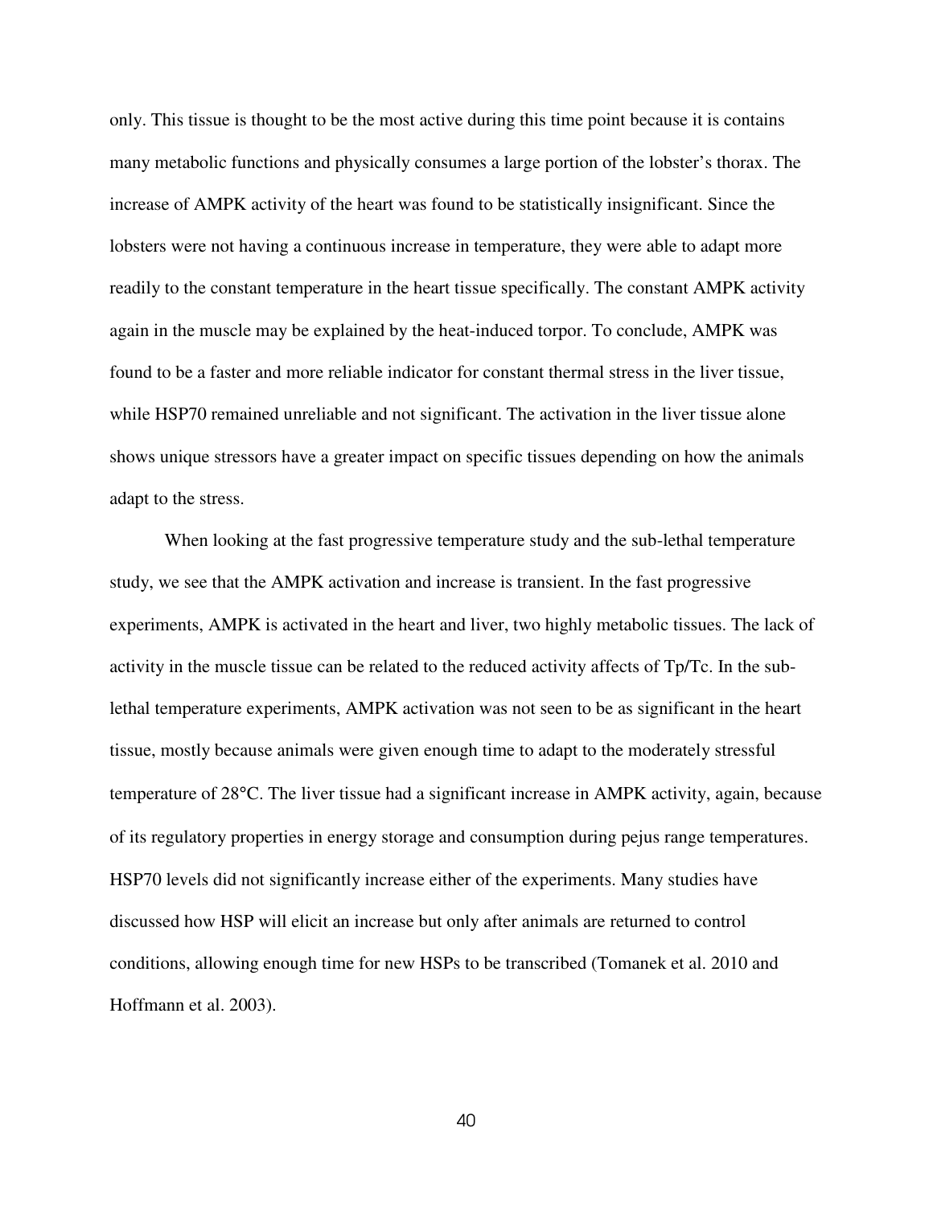only. This tissue is thought to be the most active during this time point because it is contains many metabolic functions and physically consumes a large portion of the lobster's thorax. The increase of AMPK activity of the heart was found to be statistically insignificant. Since the lobsters were not having a continuous increase in temperature, they were able to adapt more readily to the constant temperature in the heart tissue specifically. The constant AMPK activity again in the muscle may be explained by the heat-induced torpor. To conclude, AMPK was found to be a faster and more reliable indicator for constant thermal stress in the liver tissue, while HSP70 remained unreliable and not significant. The activation in the liver tissue alone shows unique stressors have a greater impact on specific tissues depending on how the animals adapt to the stress.

When looking at the fast progressive temperature study and the sub-lethal temperature study, we see that the AMPK activation and increase is transient. In the fast progressive experiments, AMPK is activated in the heart and liver, two highly metabolic tissues. The lack of activity in the muscle tissue can be related to the reduced activity affects of Tp/Tc. In the sub-lethal temperature experiments, AMPK activation was not seen to be as significant in the heart tissue, mostly because animals were given enough time to adapt to the moderately stressful temperature of 28°C. The liver tissue had a significant increase in AMPK activity, again, because of its regulatory properties in energy storage and consumption during pejus range temperatures. HSP70 levels did not significantly increase either of the experiments. Many studies have discussed how HSP will elicit an increase but only after animals are returned to control conditions, allowing enough time for new HSPs to be transcribed (Tomanek et al. 2010 and Hoffmann et al. 2003).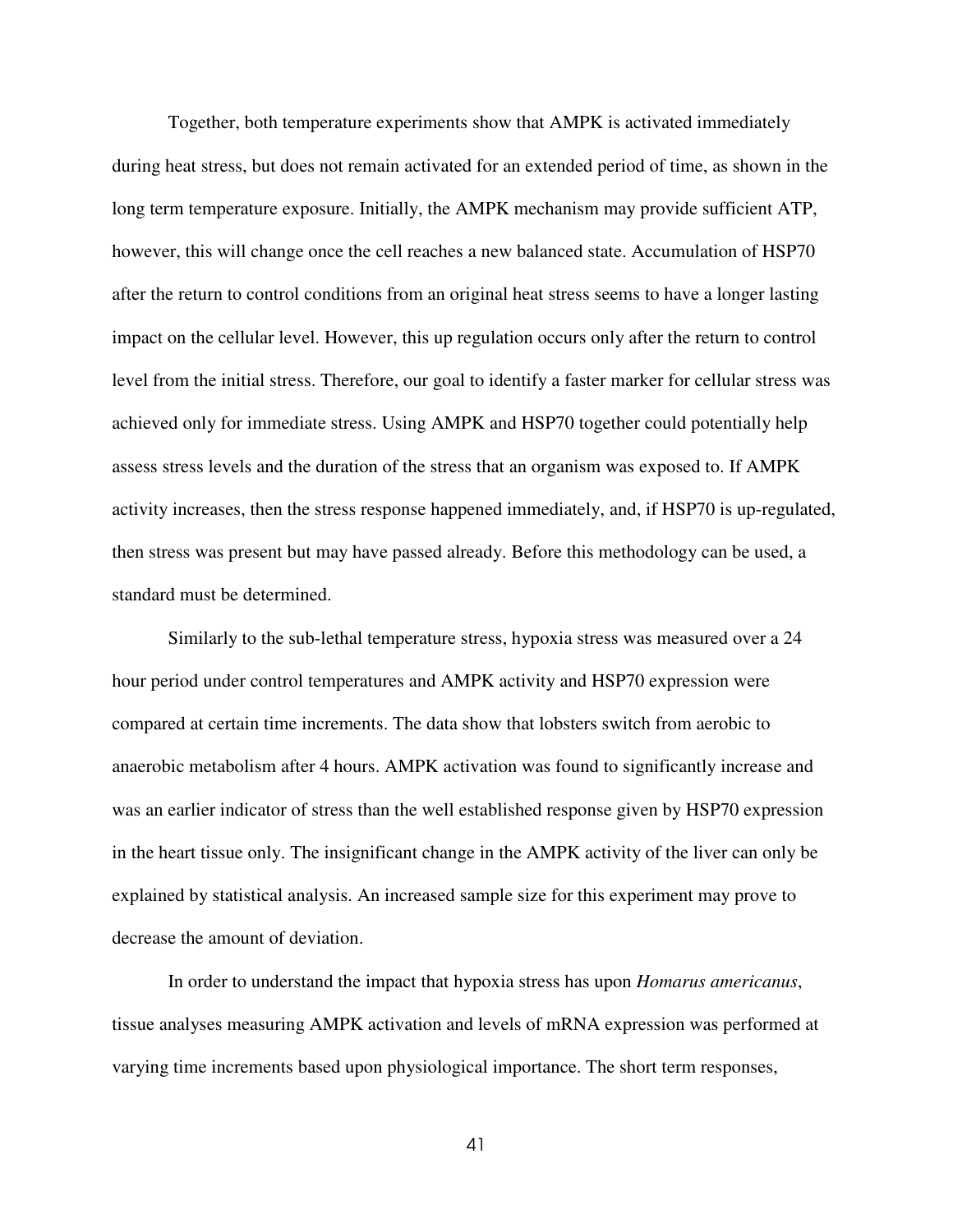Together, both temperature experiments show that AMPK is activated immediately during heat stress, but does not remain activated for an extended period of time, as shown in the long term temperature exposure. Initially, the AMPK mechanism may provide sufficient ATP, however, this will change once the cell reaches a new balanced state. Accumulation of HSP70 after the return to control conditions from an original heat stress seems to have a longer lasting impact on the cellular level. However, this up regulation occurs only after the return to control level from the initial stress. Therefore, our goal to identify a faster marker for cellular stress was achieved only for immediate stress. Using AMPK and HSP70 together could potentially help assess stress levels and the duration of the stress that an organism was exposed to. If AMPK activity increases, then the stress response happened immediately, and, if HSP70 is up-regulated, then stress was present but may have passed already. Before this methodology can be used, a standard must be determined.

Similarly to the sub-lethal temperature stress, hypoxia stress was measured over a 24 hour period under control temperatures and AMPK activity and HSP70 expression were compared at certain time increments. The data show that lobsters switch from aerobic to anaerobic metabolism after 4 hours. AMPK activation was found to significantly increase and was an earlier indicator of stress than the well established response given by HSP70 expression in the heart tissue only. The insignificant change in the AMPK activity of the liver can only be explained by statistical analysis. An increased sample size for this experiment may prove to decrease the amount of deviation.

In order to understand the impact that hypoxia stress has upon *Homarus americanus*, tissue analyses measuring AMPK activation and levels of mRNA expression was performed at varying time increments based upon physiological importance. The short term responses,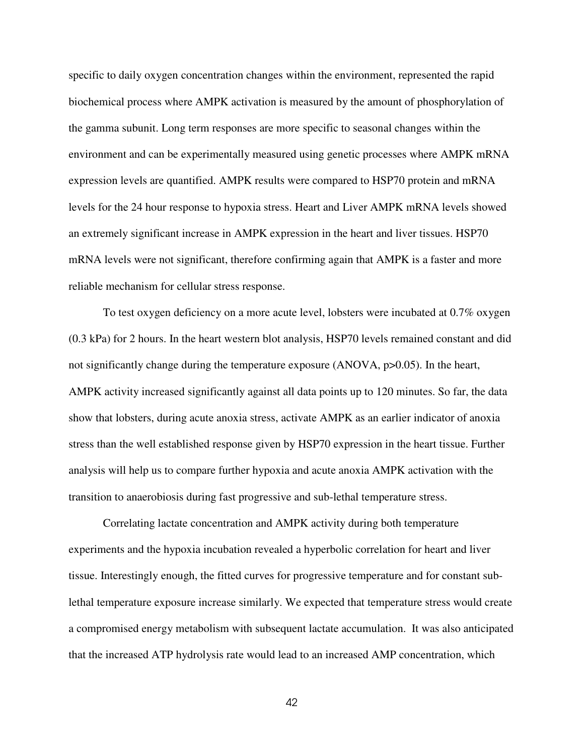specific to daily oxygen concentration changes within the environment, represented the rapid biochemical process where AMPK activation is measured by the amount of phosphorylation of the gamma subunit. Long term responses are more specific to seasonal changes within the environment and can be experimentally measured using genetic processes where AMPK mRNA expression levels are quantified. AMPK results were compared to HSP70 protein and mRNA levels for the 24 hour response to hypoxia stress. Heart and Liver AMPK mRNA levels showed an extremely significant increase in AMPK expression in the heart and liver tissues. HSP70 mRNA levels were not significant, therefore confirming again that AMPK is a faster and more reliable mechanism for cellular stress response.

To test oxygen deficiency on a more acute level, lobsters were incubated at 0.7% oxygen (0.3 kPa) for 2 hours. In the heart western blot analysis, HSP70 levels remained constant and did not significantly change during the temperature exposure (ANOVA, $p>0.05$). In the heart, AMPK activity increased significantly against all data points up to 120 minutes. So far, the data show that lobsters, during acute anoxia stress, activate AMPK as an earlier indicator of anoxia stress than the well established response given by HSP70 expression in the heart tissue. Further analysis will help us to compare further hypoxia and acute anoxia AMPK activation with the transition to anaerobiosis during fast progressive and sub-lethal temperature stress.

Correlating lactate concentration and AMPK activity during both temperature experiments and the hypoxia incubation revealed a hyperbolic correlation for heart and liver tissue. Interestingly enough, the fitted curves for progressive temperature and for constant sub-lethal temperature exposure increase similarly. We expected that temperature stress would create a compromised energy metabolism with subsequent lactate accumulation. It was also anticipated that the increased ATP hydrolysis rate would lead to an increased AMP concentration, which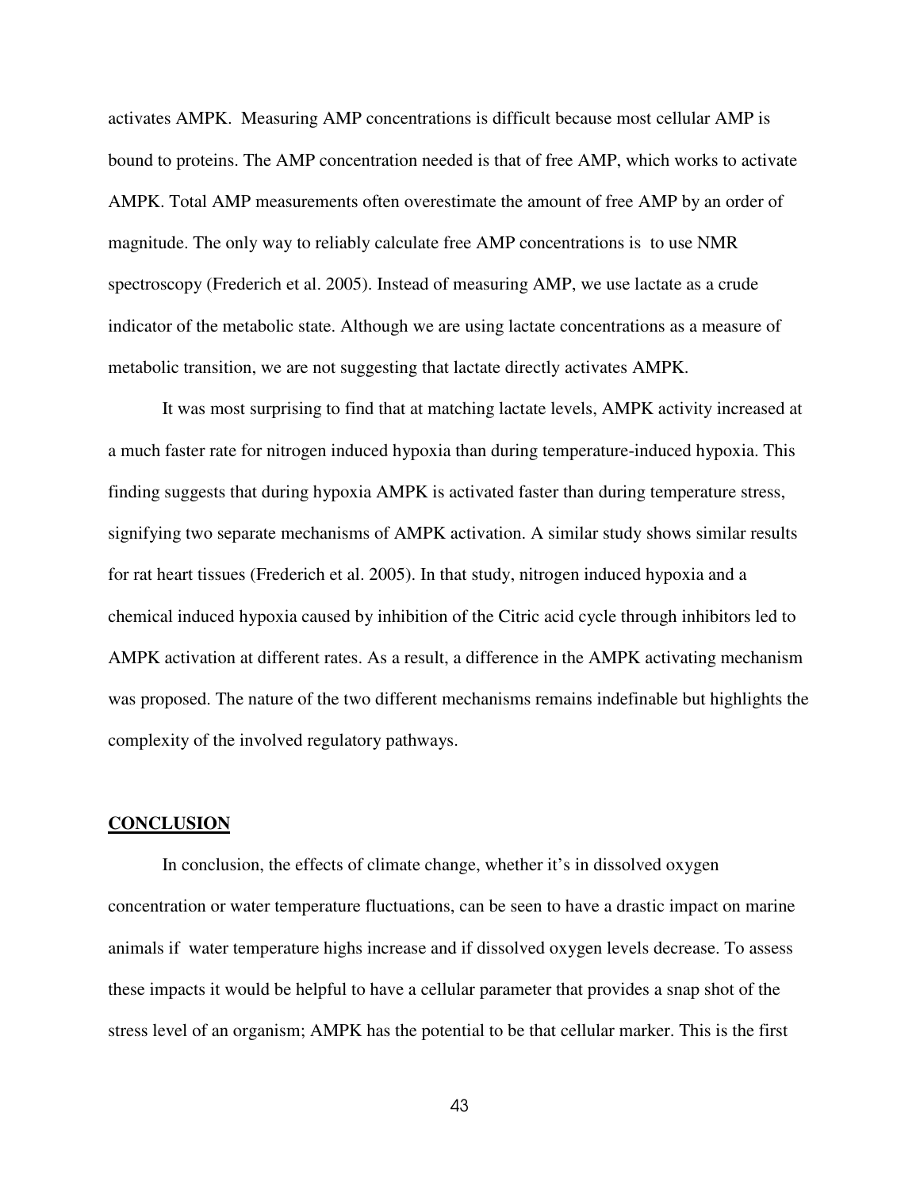activates AMPK. Measuring AMP concentrations is difficult because most cellular AMP is bound to proteins. The AMP concentration needed is that of free AMP, which works to activate AMPK. Total AMP measurements often overestimate the amount of free AMP by an order of magnitude. The only way to reliably calculate free AMP concentrations is to use NMR spectroscopy (Frederich et al. 2005). Instead of measuring AMP, we use lactate as a crude indicator of the metabolic state. Although we are using lactate concentrations as a measure of metabolic transition, we are not suggesting that lactate directly activates AMPK.

It was most surprising to find that at matching lactate levels, AMPK activity increased at a much faster rate for nitrogen induced hypoxia than during temperature-induced hypoxia. This finding suggests that during hypoxia AMPK is activated faster than during temperature stress, signifying two separate mechanisms of AMPK activation. A similar study shows similar results for rat heart tissues (Frederich et al. 2005). In that study, nitrogen induced hypoxia and a chemical induced hypoxia caused by inhibition of the Citric acid cycle through inhibitors led to AMPK activation at different rates. As a result, a difference in the AMPK activating mechanism was proposed. The nature of the two different mechanisms remains indefinable but highlights the complexity of the involved regulatory pathways.

## CONCLUSION

In conclusion, the effects of climate change, whether it's in dissolved oxygen concentration or water temperature fluctuations, can be seen to have a drastic impact on marine animals if water temperature highs increase and if dissolved oxygen levels decrease. To assess these impacts it would be helpful to have a cellular parameter that provides a snap shot of the stress level of an organism; AMPK has the potential to be that cellular marker. This is the first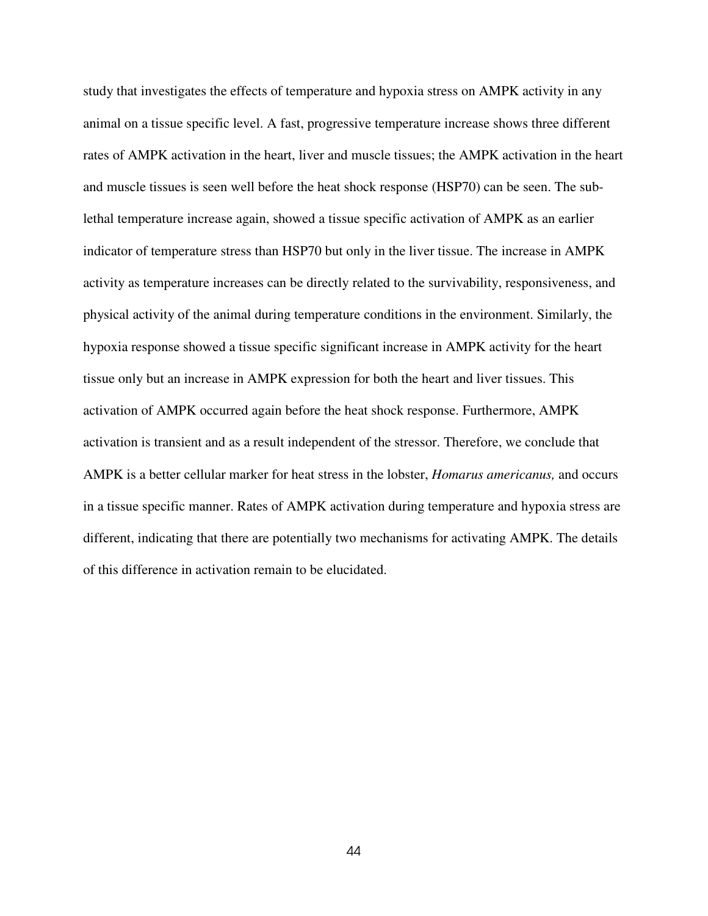study that investigates the effects of temperature and hypoxia stress on AMPK activity in any animal on a tissue specific level. A fast, progressive temperature increase shows three different rates of AMPK activation in the heart, liver and muscle tissues; the AMPK activation in the heart and muscle tissues is seen well before the heat shock response (HSP70) can be seen. The sub-lethal temperature increase again, showed a tissue specific activation of AMPK as an earlier indicator of temperature stress than HSP70 but only in the liver tissue. The increase in AMPK activity as temperature increases can be directly related to the survivability, responsiveness, and physical activity of the animal during temperature conditions in the environment. Similarly, the hypoxia response showed a tissue specific significant increase in AMPK activity for the heart tissue only but an increase in AMPK expression for both the heart and liver tissues. This activation of AMPK occurred again before the heat shock response. Furthermore, AMPK activation is transient and as a result independent of the stressor. Therefore, we conclude that AMPK is a better cellular marker for heat stress in the lobster, *Homarus americanus,* and occurs in a tissue specific manner. Rates of AMPK activation during temperature and hypoxia stress are different, indicating that there are potentially two mechanisms for activating AMPK. The details of this difference in activation remain to be elucidated.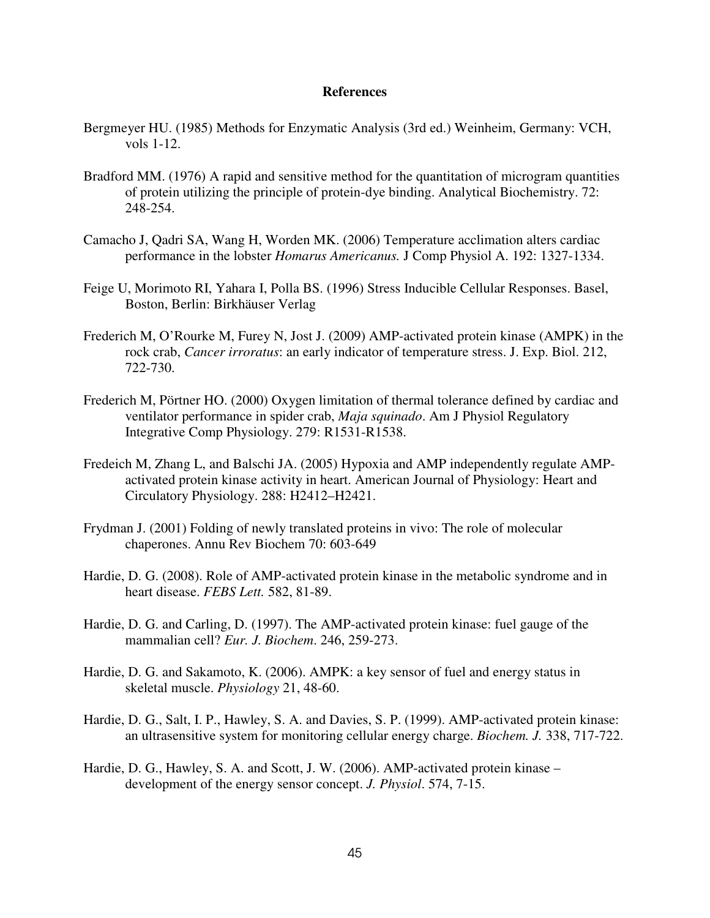## References

Bergmeyer HU. (1985) Methods for Enzymatic Analysis (3rd ed.) Weinheim, Germany: VCH, vols 1-12.

Bradford MM. (1976) A rapid and sensitive method for the quantitation of microgram quantities of protein utilizing the principle of protein-dye binding. Analytical Biochemistry. 72: 248-254.

Camacho J, Qadri SA, Wang H, Worden MK. (2006) Temperature acclimation alters cardiac performance in the lobster *Homarus Americanus.* J Comp Physiol A. 192: 1327-1334.

Feige U, Morimoto RI, Yahara I, Polla BS. (1996) Stress Inducible Cellular Responses. Basel, Boston, Berlin: Birkhäuser Verlag

Frederich M, O'Rourke M, Furey N, Jost J. (2009) AMP-activated protein kinase (AMPK) in the rock crab, *Cancer irroratus*: an early indicator of temperature stress. J. Exp. Biol. 212, 722-730.

Frederich M, Pörtner HO. (2000) Oxygen limitation of thermal tolerance defined by cardiac and ventilator performance in spider crab, *Maja squinado*. Am J Physiol Regulatory Integrative Comp Physiology. 279: R1531-R1538.

Fredeich M, Zhang L, and Balschi JA. (2005) Hypoxia and AMP independently regulate AMP-activated protein kinase activity in heart. American Journal of Physiology: Heart and Circulatory Physiology. 288: H2412–H2421.

Frydman J. (2001) Folding of newly translated proteins in vivo: The role of molecular chaperones. Annu Rev Biochem 70: 603-649

Hardie, D. G. (2008). Role of AMP-activated protein kinase in the metabolic syndrome and in heart disease. *FEBS Lett.* 582, 81-89.

Hardie, D. G. and Carling, D. (1997). The AMP-activated protein kinase: fuel gauge of the mammalian cell? *Eur. J. Biochem*. 246, 259-273.

Hardie, D. G. and Sakamoto, K. (2006). AMPK: a key sensor of fuel and energy status in skeletal muscle. *Physiology* 21, 48-60.

Hardie, D. G., Salt, I. P., Hawley, S. A. and Davies, S. P. (1999). AMP-activated protein kinase: an ultrasensitive system for monitoring cellular energy charge. *Biochem. J.* 338, 717-722.

Hardie, D. G., Hawley, S. A. and Scott, J. W. (2006). AMP-activated protein kinase – development of the energy sensor concept. *J. Physiol*. 574, 7-15.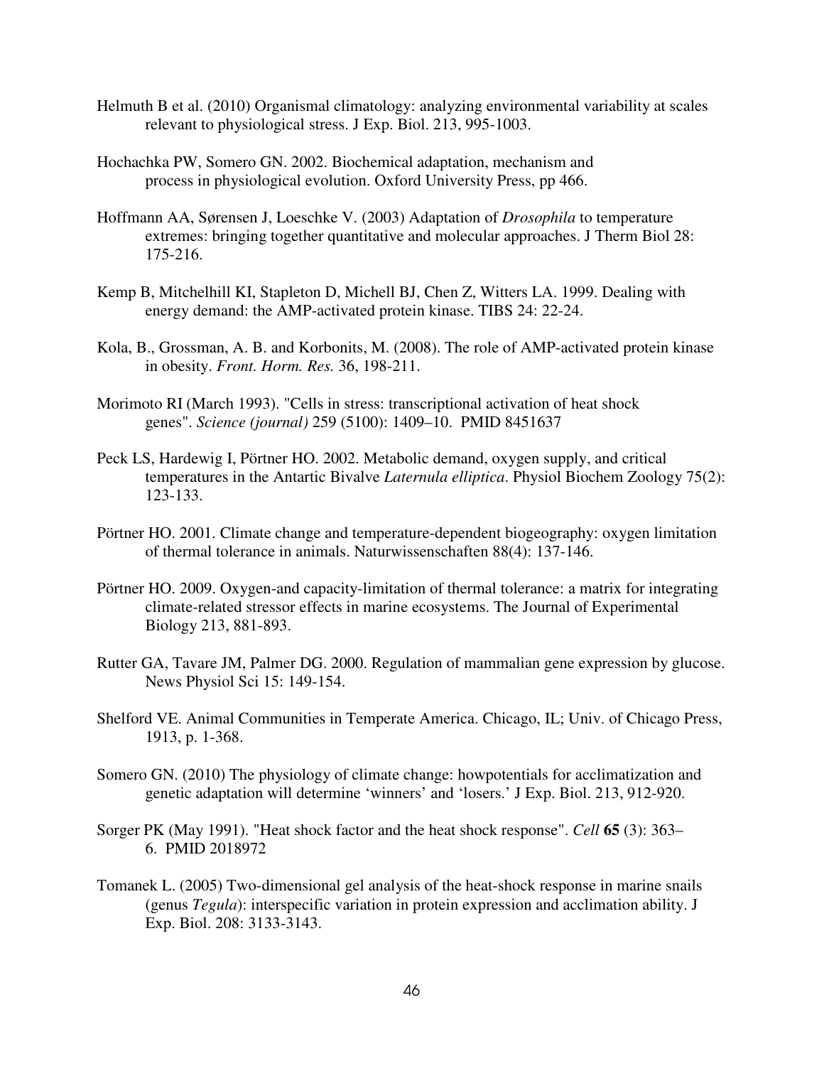Helmuth B et al. (2010) Organismal climatology: analyzing environmental variability at scales relevant to physiological stress. J Exp. Biol. 213, 995-1003.

Hochachka PW, Somero GN. 2002. Biochemical adaptation, mechanism and process in physiological evolution. Oxford University Press, pp 466.

Hoffmann AA, Sørensen J, Loeschke V. (2003) Adaptation of *Drosophila* to temperature extremes: bringing together quantitative and molecular approaches. J Therm Biol 28: 175-216.

Kemp B, Mitchelhill KI, Stapleton D, Michell BJ, Chen Z, Witters LA. 1999. Dealing with energy demand: the AMP-activated protein kinase. TIBS 24: 22-24.

Kola, B., Grossman, A. B. and Korbonits, M. (2008). The role of AMP-activated protein kinase in obesity. *Front. Horm. Res.* 36, 198-211.

Morimoto RI (March 1993). "Cells in stress: transcriptional activation of heat shock genes". *Science (journal)* 259 (5100): 1409–10. PMID 8451637

Peck LS, Hardewig I, Pörtner HO. 2002. Metabolic demand, oxygen supply, and critical temperatures in the Antartic Bivalve *Laternula elliptica*. Physiol Biochem Zoology 75(2): 123-133.

Pörtner HO. 2001. Climate change and temperature-dependent biogeography: oxygen limitation of thermal tolerance in animals. Naturwissenschaften 88(4): 137-146.

Pörtner HO. 2009. Oxygen-and capacity-limitation of thermal tolerance: a matrix for integrating climate-related stressor effects in marine ecosystems. The Journal of Experimental Biology 213, 881-893.

Rutter GA, Tavare JM, Palmer DG. 2000. Regulation of mammalian gene expression by glucose. News Physiol Sci 15: 149-154.

Shelford VE. Animal Communities in Temperate America. Chicago, IL; Univ. of Chicago Press, 1913, p. 1-368.

Somero GN. (2010) The physiology of climate change: howpotentials for acclimatization and genetic adaptation will determine 'winners' and 'losers.' J Exp. Biol. 213, 912-920.

Sorger PK (May 1991). "Heat shock factor and the heat shock response". *Cell* **65** (3): 363–6. PMID 2018972

Tomanek L. (2005) Two-dimensional gel analysis of the heat-shock response in marine snails (genus *Tegula*): interspecific variation in protein expression and acclimation ability. J Exp. Biol. 208: 3133-3143.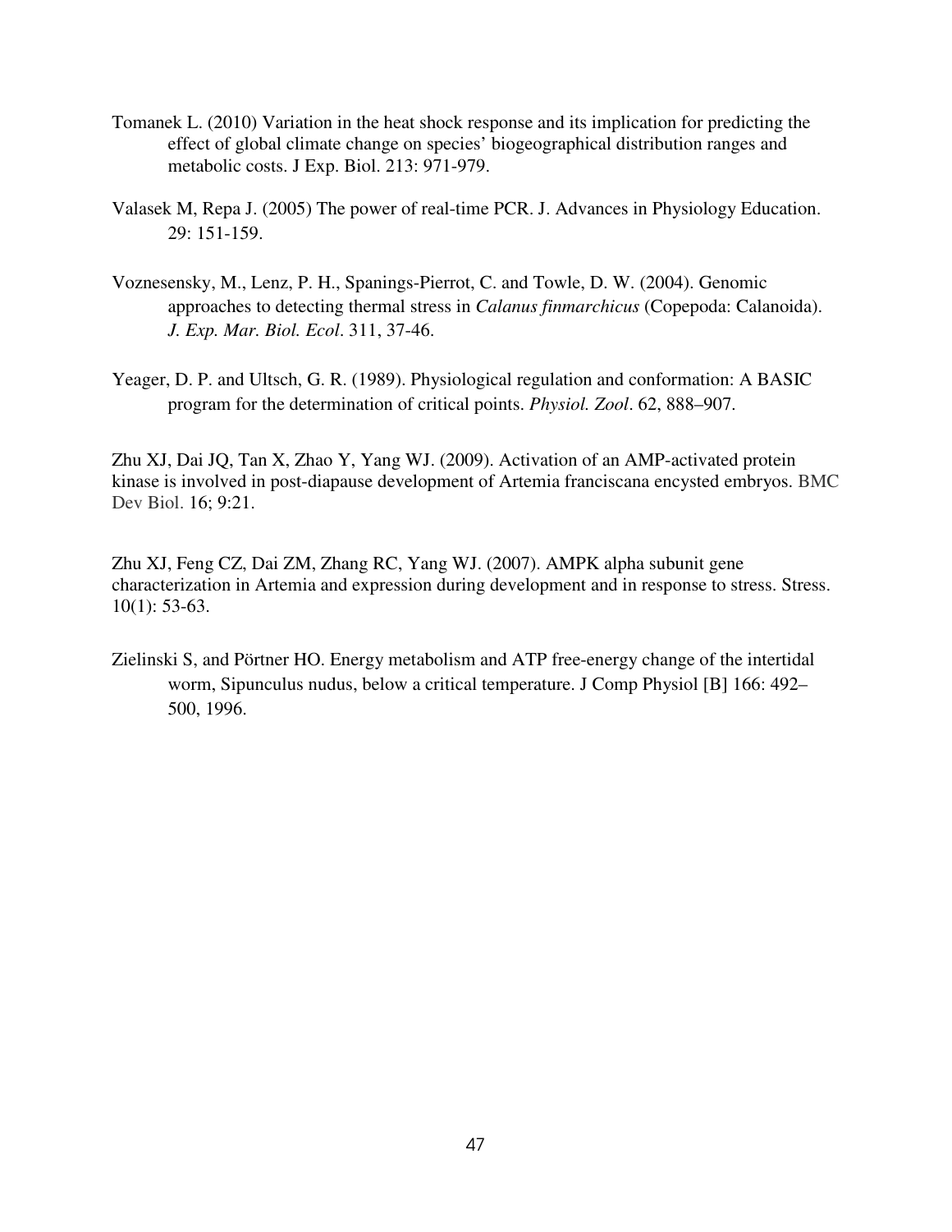Tomanek L. (2010) Variation in the heat shock response and its implication for predicting the effect of global climate change on species' biogeographical distribution ranges and metabolic costs. J Exp. Biol. 213: 971-979.

Valasek M, Repa J. (2005) The power of real-time PCR. J. Advances in Physiology Education. 29: 151-159.

Voznesensky, M., Lenz, P. H., Spanings-Pierrot, C. and Towle, D. W. (2004). Genomic approaches to detecting thermal stress in *Calanus finmarchicus* (Copepoda: Calanoida). *J. Exp. Mar. Biol. Ecol*. 311, 37-46.

Yeager, D. P. and Ultsch, G. R. (1989). Physiological regulation and conformation: A BASIC program for the determination of critical points. *Physiol. Zool*. 62, 888–907.

Zhu XJ, Dai JQ, Tan X, Zhao Y, Yang WJ. (2009). Activation of an AMP-activated protein kinase is involved in post-diapause development of Artemia franciscana encysted embryos. BMC Dev Biol. 16; 9:21.

Zhu XJ, Feng CZ, Dai ZM, Zhang RC, Yang WJ. (2007). AMPK alpha subunit gene characterization in Artemia and expression during development and in response to stress. Stress. 10(1): 53-63.

Zielinski S, and Pörtner HO. Energy metabolism and ATP free-energy change of the intertidal worm, Sipunculus nudus, below a critical temperature. J Comp Physiol [B] 166: 492–500, 1996.